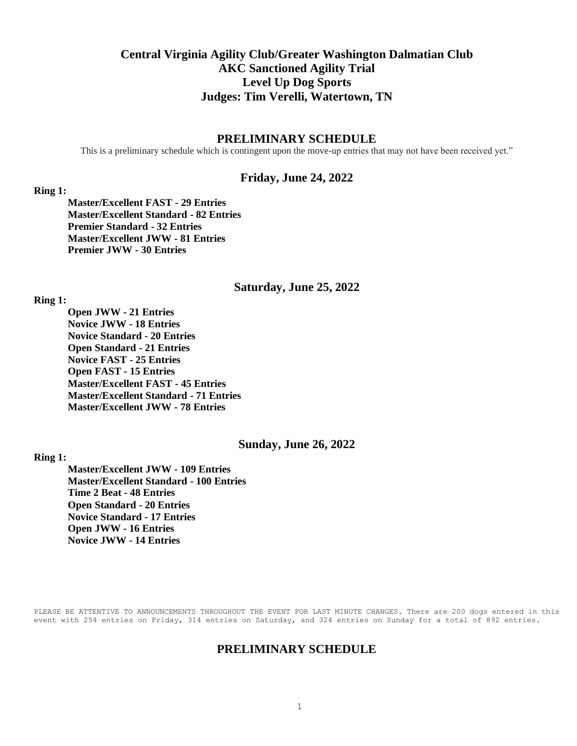# Central Virginia Agility Club/Greater Washington Dalmatian Club
# AKC Sanctioned Agility Trial
# Level Up Dog Sports
# Judges: Tim Verelli, Watertown, TN

## PRELIMINARY SCHEDULE

This is a preliminary schedule which is contingent upon the move-up entries that may not have been received yet."

### Friday, June 24, 2022

**Ring 1:**

**Master/Excellent FAST - 29 Entries**
**Master/Excellent Standard - 82 Entries**
**Premier Standard - 32 Entries**
**Master/Excellent JWW - 81 Entries**
**Premier JWW - 30 Entries**

### Saturday, June 25, 2022

**Ring 1:**

**Open JWW - 21 Entries**
**Novice JWW - 18 Entries**
**Novice Standard - 20 Entries**
**Open Standard - 21 Entries**
**Novice FAST - 25 Entries**
**Open FAST - 15 Entries**
**Master/Excellent FAST - 45 Entries**
**Master/Excellent Standard - 71 Entries**
**Master/Excellent JWW - 78 Entries**

### Sunday, June 26, 2022

**Ring 1:**

**Master/Excellent JWW - 109 Entries**
**Master/Excellent Standard - 100 Entries**
**Time 2 Beat - 48 Entries**
**Open Standard - 20 Entries**
**Novice Standard - 17 Entries**
**Open JWW - 16 Entries**
**Novice JWW - 14 Entries**

PLEASE BE ATTENTIVE TO ANNOUNCEMENTS THROUGHOUT THE EVENT FOR LAST MINUTE CHANGES. There are 200 dogs entered in this event with 254 entries on Friday, 314 entries on Saturday, and 324 entries on Sunday for a total of 892 entries.

## PRELIMINARY SCHEDULE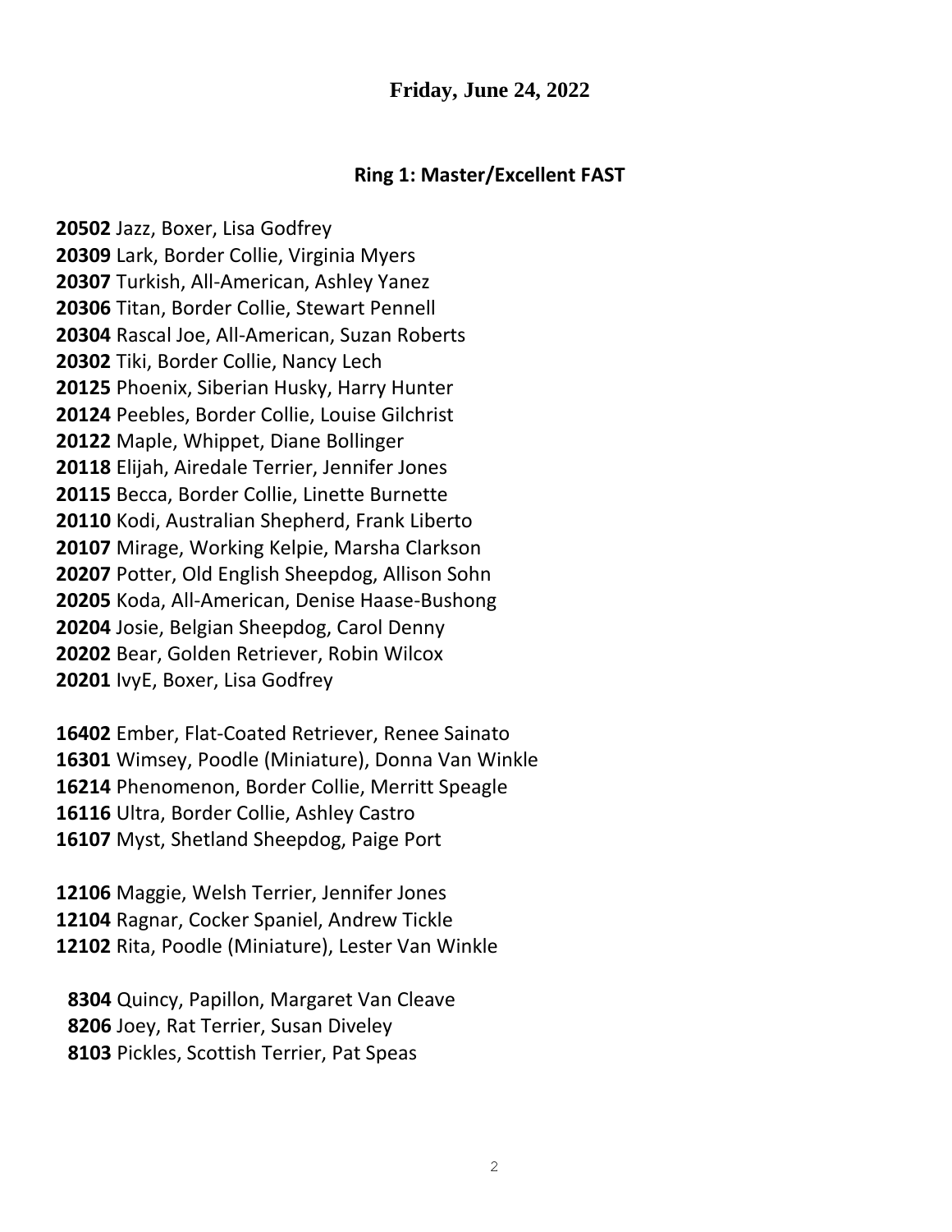**Friday, June 24, 2022**

**Ring 1: Master/Excellent FAST**

**20502** Jazz, Boxer, Lisa Godfrey
**20309** Lark, Border Collie, Virginia Myers
**20307** Turkish, All-American, Ashley Yanez
**20306** Titan, Border Collie, Stewart Pennell
**20304** Rascal Joe, All-American, Suzan Roberts
**20302** Tiki, Border Collie, Nancy Lech
**20125** Phoenix, Siberian Husky, Harry Hunter
**20124** Peebles, Border Collie, Louise Gilchrist
**20122** Maple, Whippet, Diane Bollinger
**20118** Elijah, Airedale Terrier, Jennifer Jones
**20115** Becca, Border Collie, Linette Burnette
**20110** Kodi, Australian Shepherd, Frank Liberto
**20107** Mirage, Working Kelpie, Marsha Clarkson
**20207** Potter, Old English Sheepdog, Allison Sohn
**20205** Koda, All-American, Denise Haase-Bushong
**20204** Josie, Belgian Sheepdog, Carol Denny
**20202** Bear, Golden Retriever, Robin Wilcox
**20201** IvyE, Boxer, Lisa Godfrey

**16402** Ember, Flat-Coated Retriever, Renee Sainato
**16301** Wimsey, Poodle (Miniature), Donna Van Winkle
**16214** Phenomenon, Border Collie, Merritt Speagle
**16116** Ultra, Border Collie, Ashley Castro
**16107** Myst, Shetland Sheepdog, Paige Port

**12106** Maggie, Welsh Terrier, Jennifer Jones
**12104** Ragnar, Cocker Spaniel, Andrew Tickle
**12102** Rita, Poodle (Miniature), Lester Van Winkle

**8304** Quincy, Papillon, Margaret Van Cleave
**8206** Joey, Rat Terrier, Susan Diveley
**8103** Pickles, Scottish Terrier, Pat Speas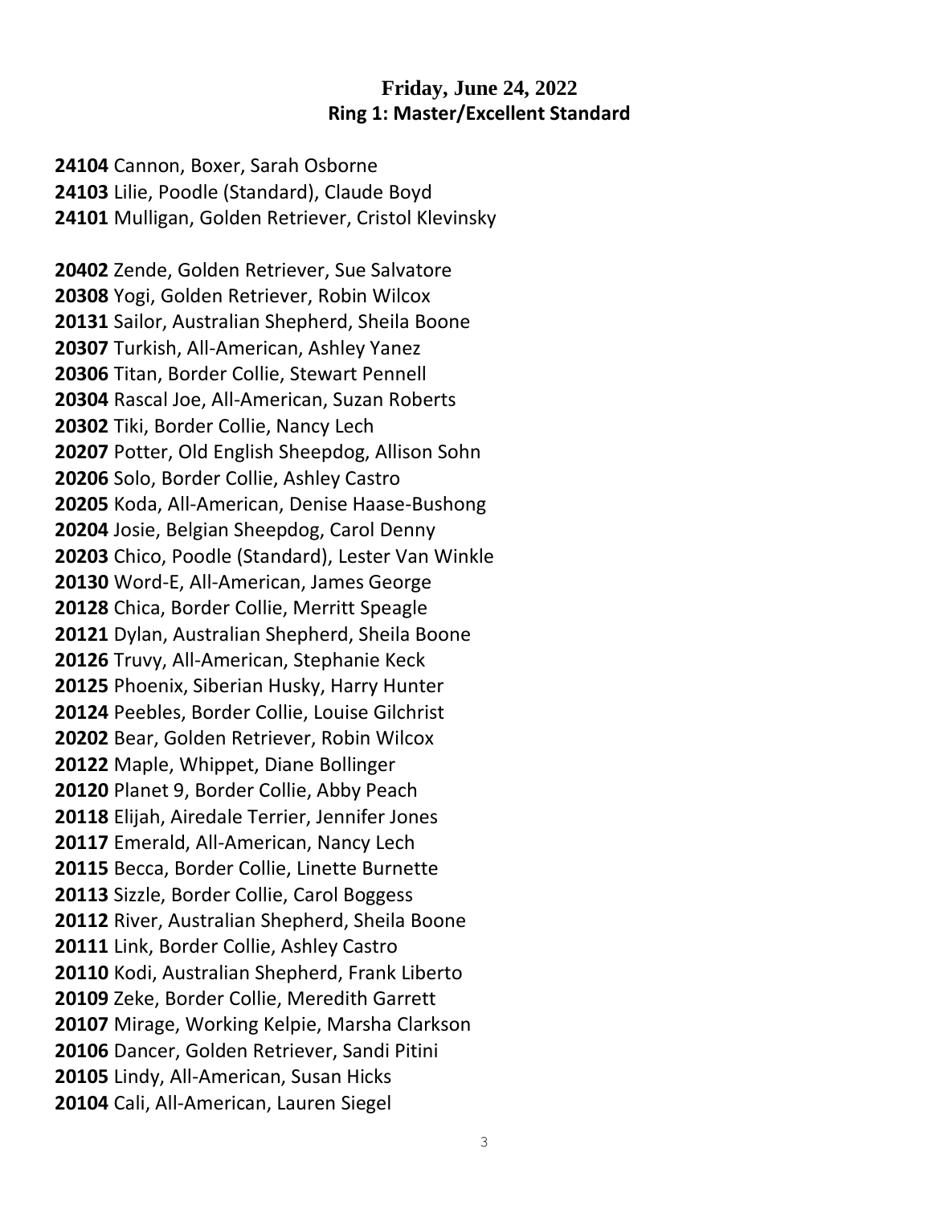## Friday, June 24, 2022

### Ring 1: Master/Excellent Standard

**24104** Cannon, Boxer, Sarah Osborne
**24103** Lilie, Poodle (Standard), Claude Boyd
**24101** Mulligan, Golden Retriever, Cristol Klevinsky

**20402** Zende, Golden Retriever, Sue Salvatore
**20308** Yogi, Golden Retriever, Robin Wilcox
**20131** Sailor, Australian Shepherd, Sheila Boone
**20307** Turkish, All-American, Ashley Yanez
**20306** Titan, Border Collie, Stewart Pennell
**20304** Rascal Joe, All-American, Suzan Roberts
**20302** Tiki, Border Collie, Nancy Lech
**20207** Potter, Old English Sheepdog, Allison Sohn
**20206** Solo, Border Collie, Ashley Castro
**20205** Koda, All-American, Denise Haase-Bushong
**20204** Josie, Belgian Sheepdog, Carol Denny
**20203** Chico, Poodle (Standard), Lester Van Winkle
**20130** Word-E, All-American, James George
**20128** Chica, Border Collie, Merritt Speagle
**20121** Dylan, Australian Shepherd, Sheila Boone
**20126** Truvy, All-American, Stephanie Keck
**20125** Phoenix, Siberian Husky, Harry Hunter
**20124** Peebles, Border Collie, Louise Gilchrist
**20202** Bear, Golden Retriever, Robin Wilcox
**20122** Maple, Whippet, Diane Bollinger
**20120** Planet 9, Border Collie, Abby Peach
**20118** Elijah, Airedale Terrier, Jennifer Jones
**20117** Emerald, All-American, Nancy Lech
**20115** Becca, Border Collie, Linette Burnette
**20113** Sizzle, Border Collie, Carol Boggess
**20112** River, Australian Shepherd, Sheila Boone
**20111** Link, Border Collie, Ashley Castro
**20110** Kodi, Australian Shepherd, Frank Liberto
**20109** Zeke, Border Collie, Meredith Garrett
**20107** Mirage, Working Kelpie, Marsha Clarkson
**20106** Dancer, Golden Retriever, Sandi Pitini
**20105** Lindy, All-American, Susan Hicks
**20104** Cali, All-American, Lauren Siegel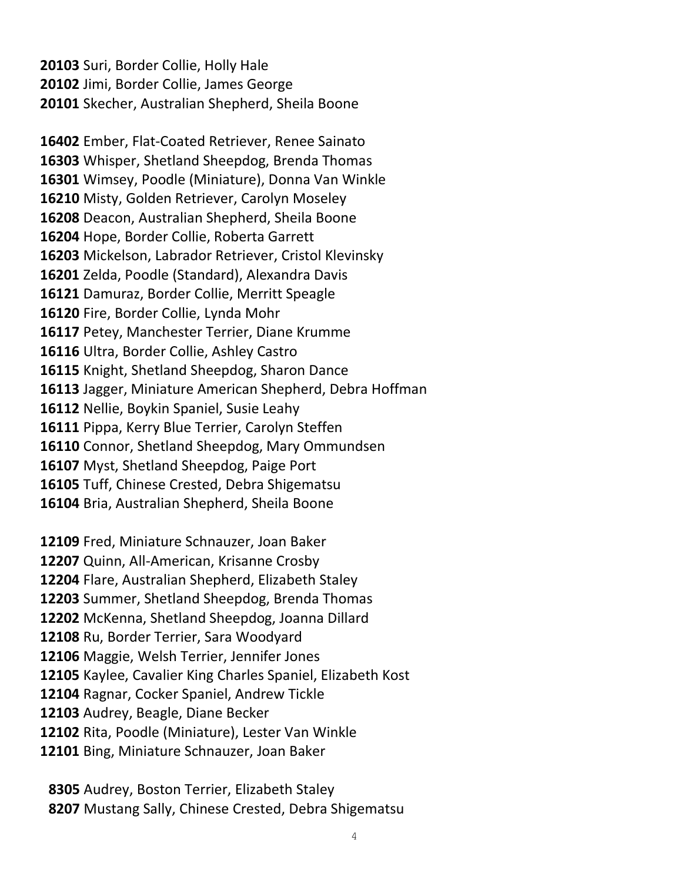**20103** Suri, Border Collie, Holly Hale
**20102** Jimi, Border Collie, James George
**20101** Skecher, Australian Shepherd, Sheila Boone

**16402** Ember, Flat-Coated Retriever, Renee Sainato
**16303** Whisper, Shetland Sheepdog, Brenda Thomas
**16301** Wimsey, Poodle (Miniature), Donna Van Winkle
**16210** Misty, Golden Retriever, Carolyn Moseley
**16208** Deacon, Australian Shepherd, Sheila Boone
**16204** Hope, Border Collie, Roberta Garrett
**16203** Mickelson, Labrador Retriever, Cristol Klevinsky
**16201** Zelda, Poodle (Standard), Alexandra Davis
**16121** Damuraz, Border Collie, Merritt Speagle
**16120** Fire, Border Collie, Lynda Mohr
**16117** Petey, Manchester Terrier, Diane Krumme
**16116** Ultra, Border Collie, Ashley Castro
**16115** Knight, Shetland Sheepdog, Sharon Dance
**16113** Jagger, Miniature American Shepherd, Debra Hoffman
**16112** Nellie, Boykin Spaniel, Susie Leahy
**16111** Pippa, Kerry Blue Terrier, Carolyn Steffen
**16110** Connor, Shetland Sheepdog, Mary Ommundsen
**16107** Myst, Shetland Sheepdog, Paige Port
**16105** Tuff, Chinese Crested, Debra Shigematsu
**16104** Bria, Australian Shepherd, Sheila Boone

**12109** Fred, Miniature Schnauzer, Joan Baker
**12207** Quinn, All-American, Krisanne Crosby
**12204** Flare, Australian Shepherd, Elizabeth Staley
**12203** Summer, Shetland Sheepdog, Brenda Thomas
**12202** McKenna, Shetland Sheepdog, Joanna Dillard
**12108** Ru, Border Terrier, Sara Woodyard
**12106** Maggie, Welsh Terrier, Jennifer Jones
**12105** Kaylee, Cavalier King Charles Spaniel, Elizabeth Kost
**12104** Ragnar, Cocker Spaniel, Andrew Tickle
**12103** Audrey, Beagle, Diane Becker
**12102** Rita, Poodle (Miniature), Lester Van Winkle
**12101** Bing, Miniature Schnauzer, Joan Baker

**8305** Audrey, Boston Terrier, Elizabeth Staley
**8207** Mustang Sally, Chinese Crested, Debra Shigematsu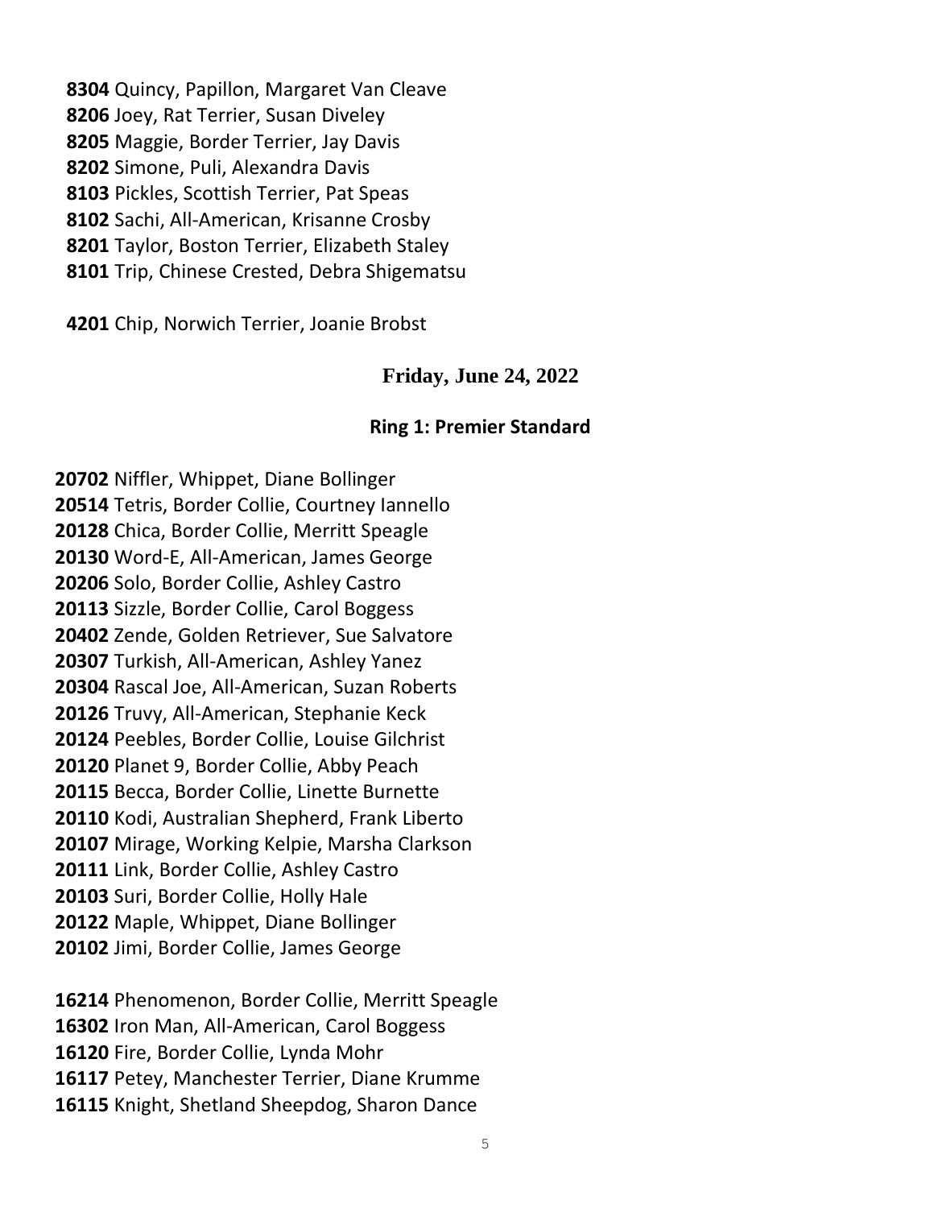**8304** Quincy, Papillon, Margaret Van Cleave
**8206** Joey, Rat Terrier, Susan Diveley
**8205** Maggie, Border Terrier, Jay Davis
**8202** Simone, Puli, Alexandra Davis
**8103** Pickles, Scottish Terrier, Pat Speas
**8102** Sachi, All-American, Krisanne Crosby
**8201** Taylor, Boston Terrier, Elizabeth Staley
**8101** Trip, Chinese Crested, Debra Shigematsu

**4201** Chip, Norwich Terrier, Joanie Brobst

## Friday, June 24, 2022

### Ring 1: Premier Standard

**20702** Niffler, Whippet, Diane Bollinger
**20514** Tetris, Border Collie, Courtney Iannello
**20128** Chica, Border Collie, Merritt Speagle
**20130** Word-E, All-American, James George
**20206** Solo, Border Collie, Ashley Castro
**20113** Sizzle, Border Collie, Carol Boggess
**20402** Zende, Golden Retriever, Sue Salvatore
**20307** Turkish, All-American, Ashley Yanez
**20304** Rascal Joe, All-American, Suzan Roberts
**20126** Truvy, All-American, Stephanie Keck
**20124** Peebles, Border Collie, Louise Gilchrist
**20120** Planet 9, Border Collie, Abby Peach
**20115** Becca, Border Collie, Linette Burnette
**20110** Kodi, Australian Shepherd, Frank Liberto
**20107** Mirage, Working Kelpie, Marsha Clarkson
**20111** Link, Border Collie, Ashley Castro
**20103** Suri, Border Collie, Holly Hale
**20122** Maple, Whippet, Diane Bollinger
**20102** Jimi, Border Collie, James George

**16214** Phenomenon, Border Collie, Merritt Speagle
**16302** Iron Man, All-American, Carol Boggess
**16120** Fire, Border Collie, Lynda Mohr
**16117** Petey, Manchester Terrier, Diane Krumme
**16115** Knight, Shetland Sheepdog, Sharon Dance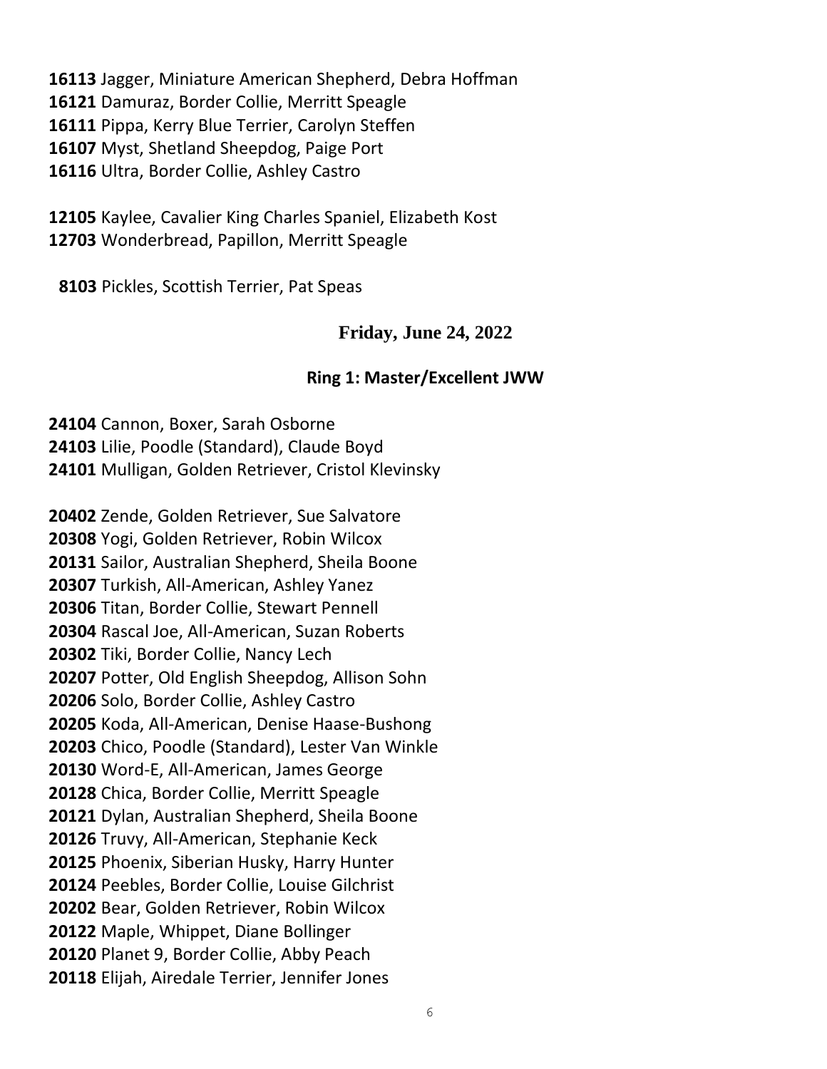**16113** Jagger, Miniature American Shepherd, Debra Hoffman
**16121** Damuraz, Border Collie, Merritt Speagle
**16111** Pippa, Kerry Blue Terrier, Carolyn Steffen
**16107** Myst, Shetland Sheepdog, Paige Port
**16116** Ultra, Border Collie, Ashley Castro

**12105** Kaylee, Cavalier King Charles Spaniel, Elizabeth Kost
**12703** Wonderbread, Papillon, Merritt Speagle

**8103** Pickles, Scottish Terrier, Pat Speas

## Friday, June 24, 2022

### Ring 1: Master/Excellent JWW

**24104** Cannon, Boxer, Sarah Osborne
**24103** Lilie, Poodle (Standard), Claude Boyd
**24101** Mulligan, Golden Retriever, Cristol Klevinsky

**20402** Zende, Golden Retriever, Sue Salvatore
**20308** Yogi, Golden Retriever, Robin Wilcox
**20131** Sailor, Australian Shepherd, Sheila Boone
**20307** Turkish, All-American, Ashley Yanez
**20306** Titan, Border Collie, Stewart Pennell
**20304** Rascal Joe, All-American, Suzan Roberts
**20302** Tiki, Border Collie, Nancy Lech
**20207** Potter, Old English Sheepdog, Allison Sohn
**20206** Solo, Border Collie, Ashley Castro
**20205** Koda, All-American, Denise Haase-Bushong
**20203** Chico, Poodle (Standard), Lester Van Winkle
**20130** Word-E, All-American, James George
**20128** Chica, Border Collie, Merritt Speagle
**20121** Dylan, Australian Shepherd, Sheila Boone
**20126** Truvy, All-American, Stephanie Keck
**20125** Phoenix, Siberian Husky, Harry Hunter
**20124** Peebles, Border Collie, Louise Gilchrist
**20202** Bear, Golden Retriever, Robin Wilcox
**20122** Maple, Whippet, Diane Bollinger
**20120** Planet 9, Border Collie, Abby Peach
**20118** Elijah, Airedale Terrier, Jennifer Jones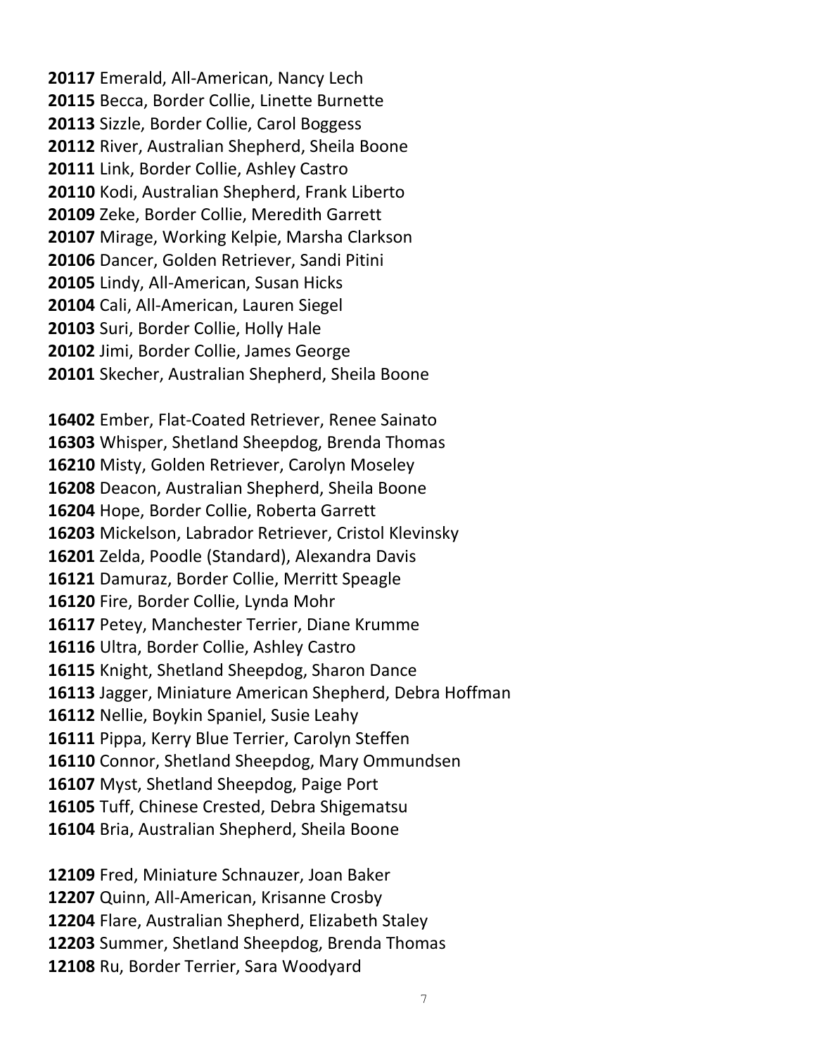**20117** Emerald, All-American, Nancy Lech
**20115** Becca, Border Collie, Linette Burnette
**20113** Sizzle, Border Collie, Carol Boggess
**20112** River, Australian Shepherd, Sheila Boone
**20111** Link, Border Collie, Ashley Castro
**20110** Kodi, Australian Shepherd, Frank Liberto
**20109** Zeke, Border Collie, Meredith Garrett
**20107** Mirage, Working Kelpie, Marsha Clarkson
**20106** Dancer, Golden Retriever, Sandi Pitini
**20105** Lindy, All-American, Susan Hicks
**20104** Cali, All-American, Lauren Siegel
**20103** Suri, Border Collie, Holly Hale
**20102** Jimi, Border Collie, James George
**20101** Skecher, Australian Shepherd, Sheila Boone

**16402** Ember, Flat-Coated Retriever, Renee Sainato
**16303** Whisper, Shetland Sheepdog, Brenda Thomas
**16210** Misty, Golden Retriever, Carolyn Moseley
**16208** Deacon, Australian Shepherd, Sheila Boone
**16204** Hope, Border Collie, Roberta Garrett
**16203** Mickelson, Labrador Retriever, Cristol Klevinsky
**16201** Zelda, Poodle (Standard), Alexandra Davis
**16121** Damuraz, Border Collie, Merritt Speagle
**16120** Fire, Border Collie, Lynda Mohr
**16117** Petey, Manchester Terrier, Diane Krumme
**16116** Ultra, Border Collie, Ashley Castro
**16115** Knight, Shetland Sheepdog, Sharon Dance
**16113** Jagger, Miniature American Shepherd, Debra Hoffman
**16112** Nellie, Boykin Spaniel, Susie Leahy
**16111** Pippa, Kerry Blue Terrier, Carolyn Steffen
**16110** Connor, Shetland Sheepdog, Mary Ommundsen
**16107** Myst, Shetland Sheepdog, Paige Port
**16105** Tuff, Chinese Crested, Debra Shigematsu
**16104** Bria, Australian Shepherd, Sheila Boone

**12109** Fred, Miniature Schnauzer, Joan Baker
**12207** Quinn, All-American, Krisanne Crosby
**12204** Flare, Australian Shepherd, Elizabeth Staley
**12203** Summer, Shetland Sheepdog, Brenda Thomas
**12108** Ru, Border Terrier, Sara Woodyard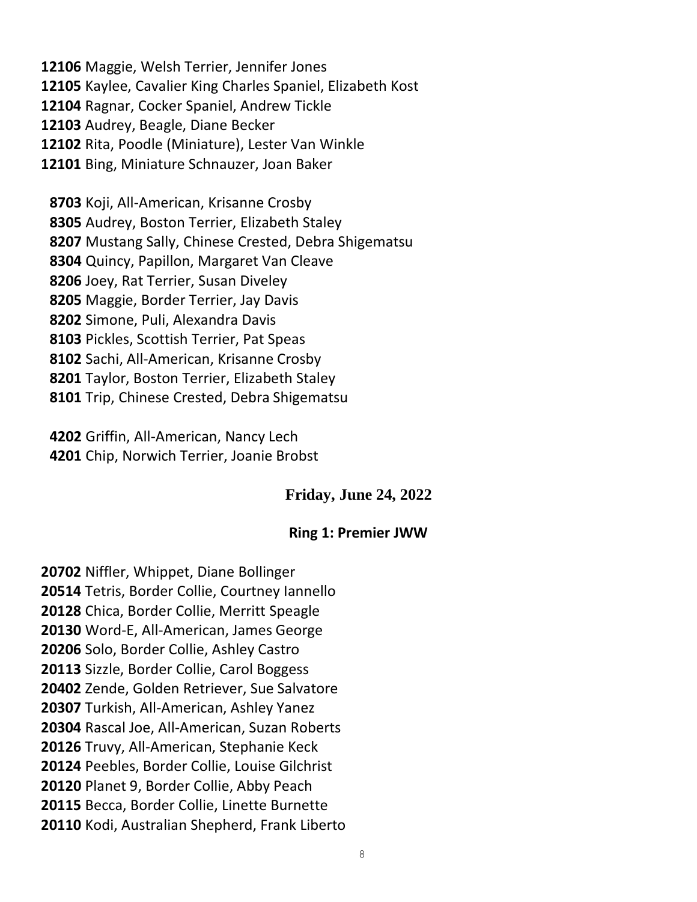**12106** Maggie, Welsh Terrier, Jennifer Jones
**12105** Kaylee, Cavalier King Charles Spaniel, Elizabeth Kost
**12104** Ragnar, Cocker Spaniel, Andrew Tickle
**12103** Audrey, Beagle, Diane Becker
**12102** Rita, Poodle (Miniature), Lester Van Winkle
**12101** Bing, Miniature Schnauzer, Joan Baker

**8703** Koji, All-American, Krisanne Crosby
**8305** Audrey, Boston Terrier, Elizabeth Staley
**8207** Mustang Sally, Chinese Crested, Debra Shigematsu
**8304** Quincy, Papillon, Margaret Van Cleave
**8206** Joey, Rat Terrier, Susan Diveley
**8205** Maggie, Border Terrier, Jay Davis
**8202** Simone, Puli, Alexandra Davis
**8103** Pickles, Scottish Terrier, Pat Speas
**8102** Sachi, All-American, Krisanne Crosby
**8201** Taylor, Boston Terrier, Elizabeth Staley
**8101** Trip, Chinese Crested, Debra Shigematsu

**4202** Griffin, All-American, Nancy Lech
**4201** Chip, Norwich Terrier, Joanie Brobst

## Friday, June 24, 2022

### Ring 1: Premier JWW

**20702** Niffler, Whippet, Diane Bollinger
**20514** Tetris, Border Collie, Courtney Iannello
**20128** Chica, Border Collie, Merritt Speagle
**20130** Word-E, All-American, James George
**20206** Solo, Border Collie, Ashley Castro
**20113** Sizzle, Border Collie, Carol Boggess
**20402** Zende, Golden Retriever, Sue Salvatore
**20307** Turkish, All-American, Ashley Yanez
**20304** Rascal Joe, All-American, Suzan Roberts
**20126** Truvy, All-American, Stephanie Keck
**20124** Peebles, Border Collie, Louise Gilchrist
**20120** Planet 9, Border Collie, Abby Peach
**20115** Becca, Border Collie, Linette Burnette
**20110** Kodi, Australian Shepherd, Frank Liberto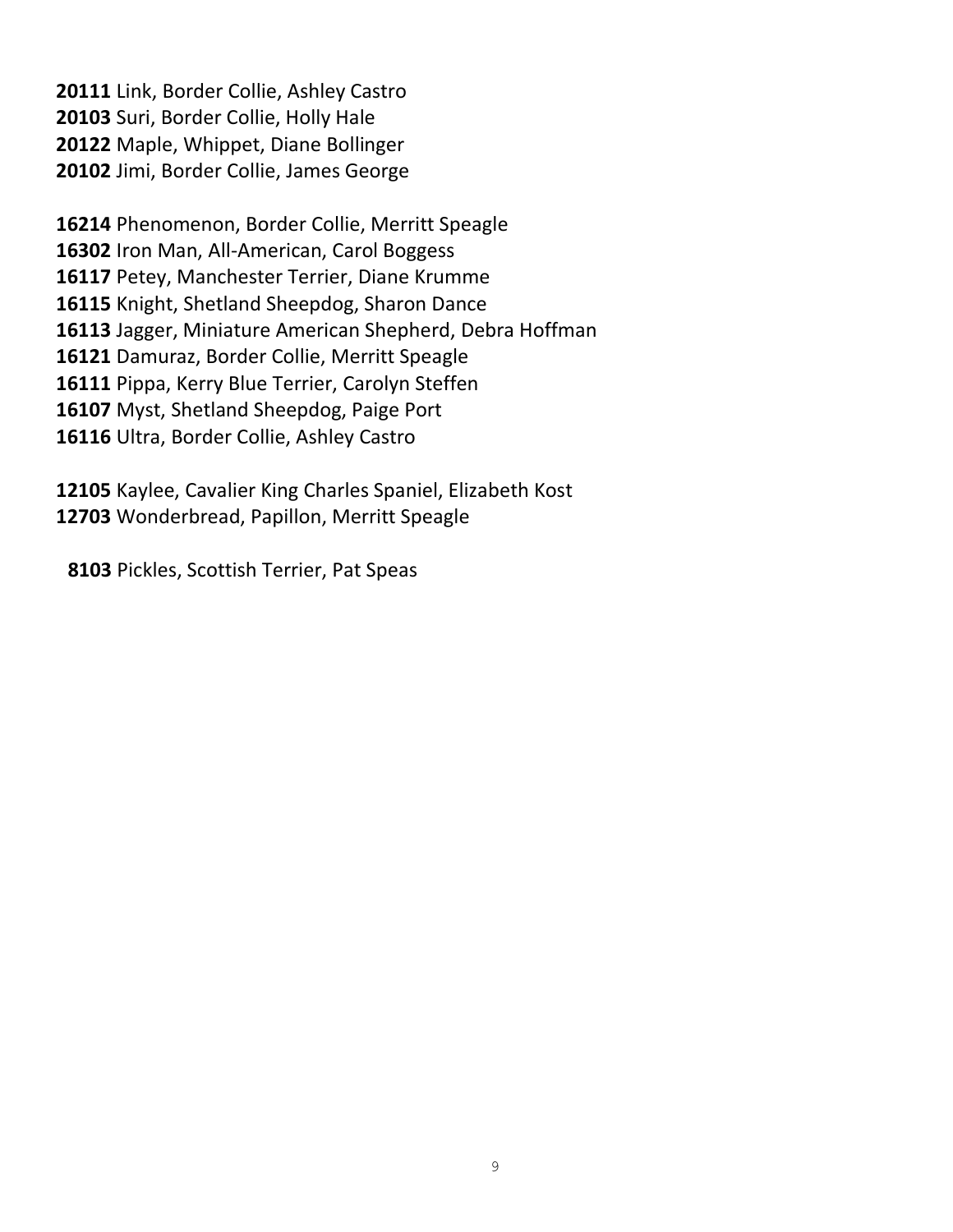**20111** Link, Border Collie, Ashley Castro
**20103** Suri, Border Collie, Holly Hale
**20122** Maple, Whippet, Diane Bollinger
**20102** Jimi, Border Collie, James George

**16214** Phenomenon, Border Collie, Merritt Speagle
**16302** Iron Man, All-American, Carol Boggess
**16117** Petey, Manchester Terrier, Diane Krumme
**16115** Knight, Shetland Sheepdog, Sharon Dance
**16113** Jagger, Miniature American Shepherd, Debra Hoffman
**16121** Damuraz, Border Collie, Merritt Speagle
**16111** Pippa, Kerry Blue Terrier, Carolyn Steffen
**16107** Myst, Shetland Sheepdog, Paige Port
**16116** Ultra, Border Collie, Ashley Castro

**12105** Kaylee, Cavalier King Charles Spaniel, Elizabeth Kost
**12703** Wonderbread, Papillon, Merritt Speagle

**8103** Pickles, Scottish Terrier, Pat Speas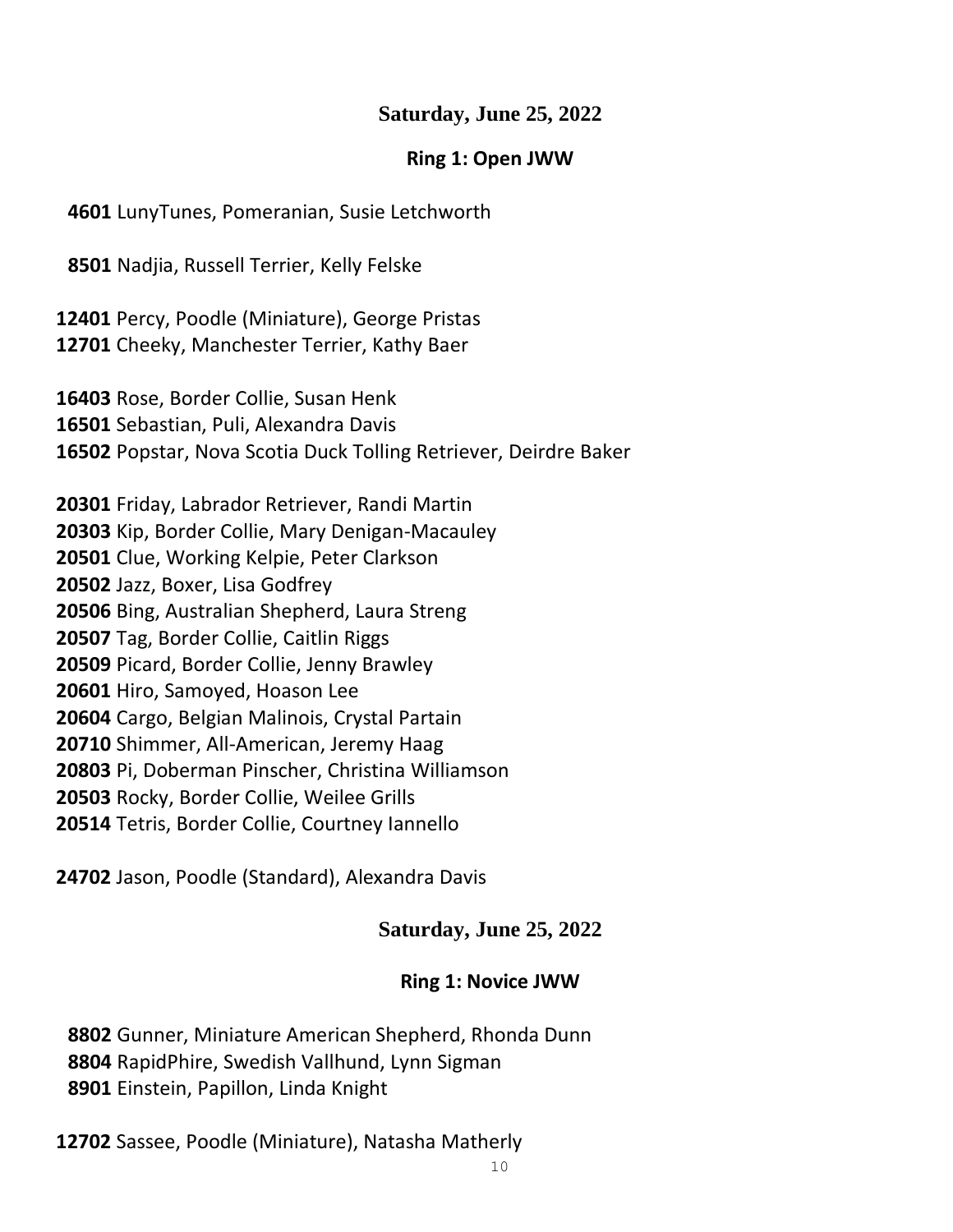**Saturday, June 25, 2022**

**Ring 1: Open JWW**

**4601** LunyTunes, Pomeranian, Susie Letchworth

**8501** Nadjia, Russell Terrier, Kelly Felske

**12401** Percy, Poodle (Miniature), George Pristas
**12701** Cheeky, Manchester Terrier, Kathy Baer

**16403** Rose, Border Collie, Susan Henk
**16501** Sebastian, Puli, Alexandra Davis
**16502** Popstar, Nova Scotia Duck Tolling Retriever, Deirdre Baker

**20301** Friday, Labrador Retriever, Randi Martin
**20303** Kip, Border Collie, Mary Denigan-Macauley
**20501** Clue, Working Kelpie, Peter Clarkson
**20502** Jazz, Boxer, Lisa Godfrey
**20506** Bing, Australian Shepherd, Laura Streng
**20507** Tag, Border Collie, Caitlin Riggs
**20509** Picard, Border Collie, Jenny Brawley
**20601** Hiro, Samoyed, Hoason Lee
**20604** Cargo, Belgian Malinois, Crystal Partain
**20710** Shimmer, All-American, Jeremy Haag
**20803** Pi, Doberman Pinscher, Christina Williamson
**20503** Rocky, Border Collie, Weilee Grills
**20514** Tetris, Border Collie, Courtney Iannello

**24702** Jason, Poodle (Standard), Alexandra Davis

**Saturday, June 25, 2022**

**Ring 1: Novice JWW**

**8802** Gunner, Miniature American Shepherd, Rhonda Dunn
**8804** RapidPhire, Swedish Vallhund, Lynn Sigman
**8901** Einstein, Papillon, Linda Knight

**12702** Sassee, Poodle (Miniature), Natasha Matherly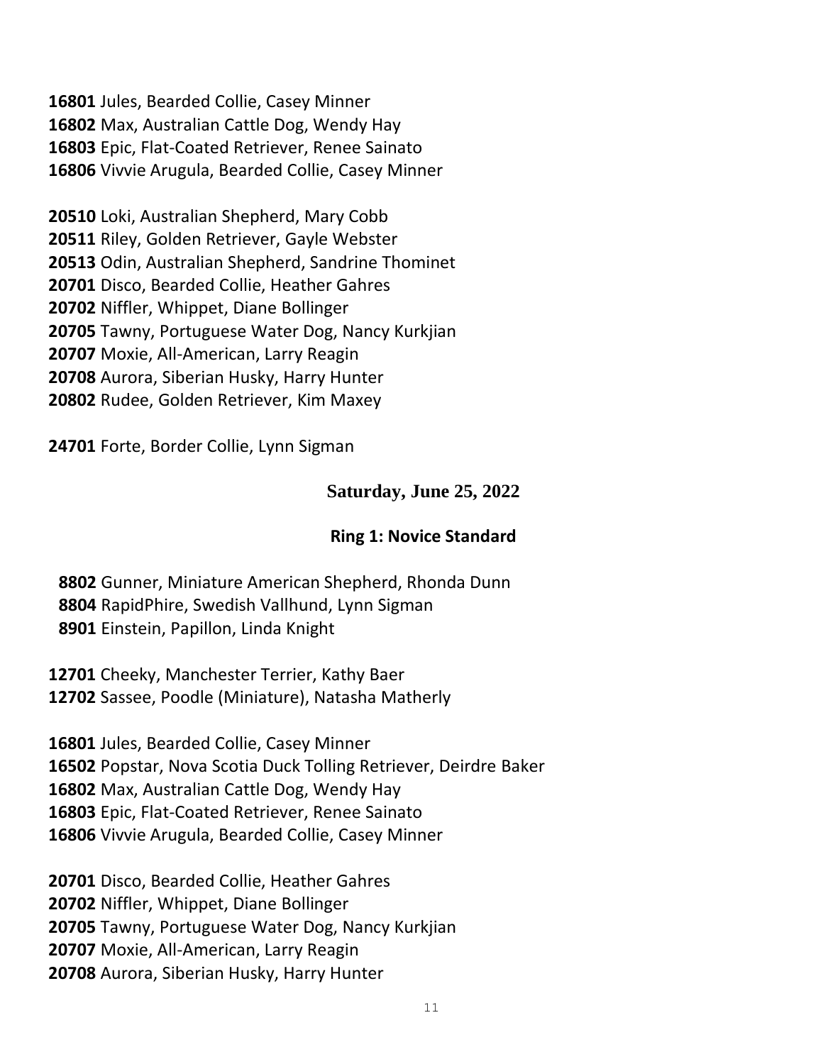**16801** Jules, Bearded Collie, Casey Minner
**16802** Max, Australian Cattle Dog, Wendy Hay
**16803** Epic, Flat-Coated Retriever, Renee Sainato
**16806** Vivvie Arugula, Bearded Collie, Casey Minner

**20510** Loki, Australian Shepherd, Mary Cobb
**20511** Riley, Golden Retriever, Gayle Webster
**20513** Odin, Australian Shepherd, Sandrine Thominet
**20701** Disco, Bearded Collie, Heather Gahres
**20702** Niffler, Whippet, Diane Bollinger
**20705** Tawny, Portuguese Water Dog, Nancy Kurkjian
**20707** Moxie, All-American, Larry Reagin
**20708** Aurora, Siberian Husky, Harry Hunter
**20802** Rudee, Golden Retriever, Kim Maxey

**24701** Forte, Border Collie, Lynn Sigman

## Saturday, June 25, 2022

### Ring 1: Novice Standard

**8802** Gunner, Miniature American Shepherd, Rhonda Dunn
**8804** RapidPhire, Swedish Vallhund, Lynn Sigman
**8901** Einstein, Papillon, Linda Knight

**12701** Cheeky, Manchester Terrier, Kathy Baer
**12702** Sassee, Poodle (Miniature), Natasha Matherly

**16801** Jules, Bearded Collie, Casey Minner
**16502** Popstar, Nova Scotia Duck Tolling Retriever, Deirdre Baker
**16802** Max, Australian Cattle Dog, Wendy Hay
**16803** Epic, Flat-Coated Retriever, Renee Sainato
**16806** Vivvie Arugula, Bearded Collie, Casey Minner

**20701** Disco, Bearded Collie, Heather Gahres
**20702** Niffler, Whippet, Diane Bollinger
**20705** Tawny, Portuguese Water Dog, Nancy Kurkjian
**20707** Moxie, All-American, Larry Reagin
**20708** Aurora, Siberian Husky, Harry Hunter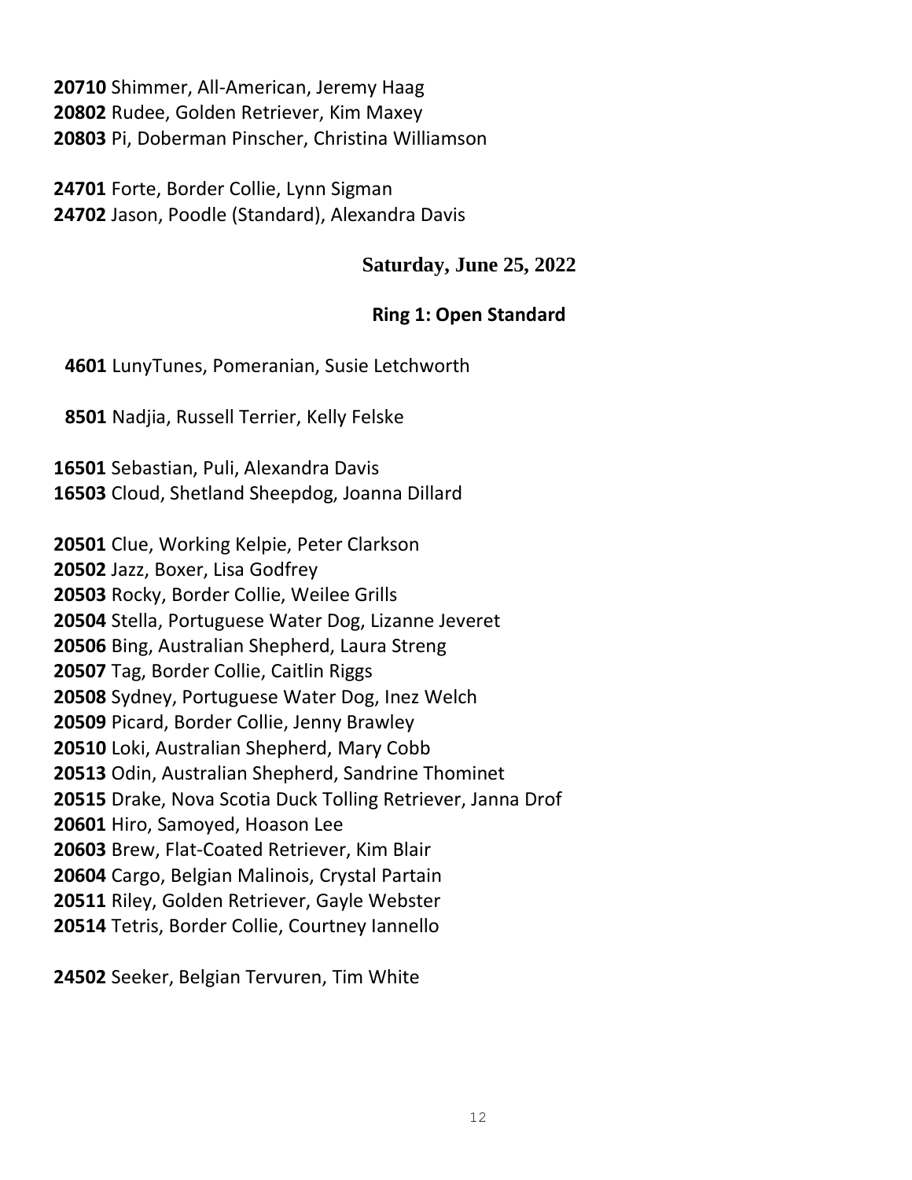**20710** Shimmer, All-American, Jeremy Haag
**20802** Rudee, Golden Retriever, Kim Maxey
**20803** Pi, Doberman Pinscher, Christina Williamson

**24701** Forte, Border Collie, Lynn Sigman
**24702** Jason, Poodle (Standard), Alexandra Davis

## Saturday, June 25, 2022

### Ring 1: Open Standard

**4601** LunyTunes, Pomeranian, Susie Letchworth

**8501** Nadjia, Russell Terrier, Kelly Felske

**16501** Sebastian, Puli, Alexandra Davis
**16503** Cloud, Shetland Sheepdog, Joanna Dillard

**20501** Clue, Working Kelpie, Peter Clarkson
**20502** Jazz, Boxer, Lisa Godfrey
**20503** Rocky, Border Collie, Weilee Grills
**20504** Stella, Portuguese Water Dog, Lizanne Jeveret
**20506** Bing, Australian Shepherd, Laura Streng
**20507** Tag, Border Collie, Caitlin Riggs
**20508** Sydney, Portuguese Water Dog, Inez Welch
**20509** Picard, Border Collie, Jenny Brawley
**20510** Loki, Australian Shepherd, Mary Cobb
**20513** Odin, Australian Shepherd, Sandrine Thominet
**20515** Drake, Nova Scotia Duck Tolling Retriever, Janna Drof
**20601** Hiro, Samoyed, Hoason Lee
**20603** Brew, Flat-Coated Retriever, Kim Blair
**20604** Cargo, Belgian Malinois, Crystal Partain
**20511** Riley, Golden Retriever, Gayle Webster
**20514** Tetris, Border Collie, Courtney Iannello

**24502** Seeker, Belgian Tervuren, Tim White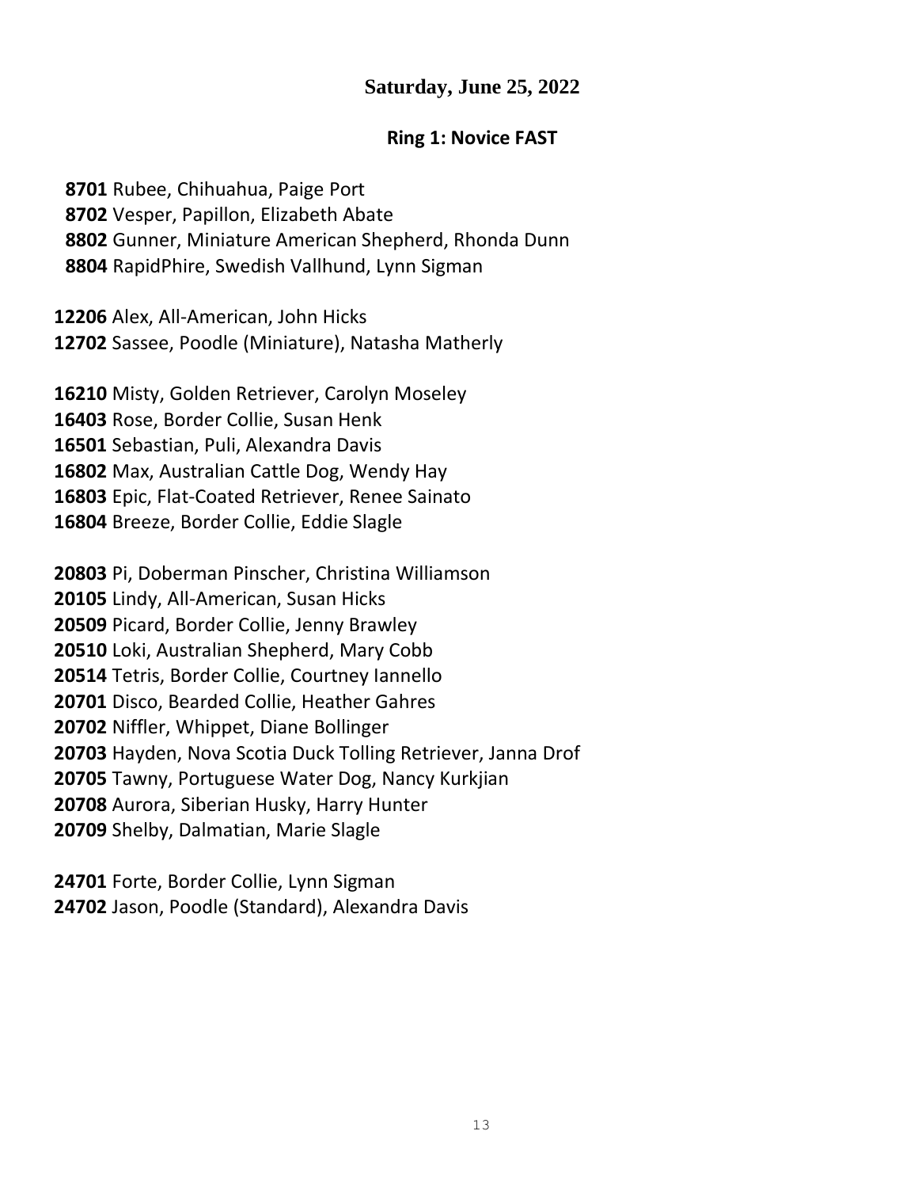## Saturday, June 25, 2022

### Ring 1: Novice FAST

**8701** Rubee, Chihuahua, Paige Port
**8702** Vesper, Papillon, Elizabeth Abate
**8802** Gunner, Miniature American Shepherd, Rhonda Dunn
**8804** RapidPhire, Swedish Vallhund, Lynn Sigman

**12206** Alex, All-American, John Hicks
**12702** Sassee, Poodle (Miniature), Natasha Matherly

**16210** Misty, Golden Retriever, Carolyn Moseley
**16403** Rose, Border Collie, Susan Henk
**16501** Sebastian, Puli, Alexandra Davis
**16802** Max, Australian Cattle Dog, Wendy Hay
**16803** Epic, Flat-Coated Retriever, Renee Sainato
**16804** Breeze, Border Collie, Eddie Slagle

**20803** Pi, Doberman Pinscher, Christina Williamson
**20105** Lindy, All-American, Susan Hicks
**20509** Picard, Border Collie, Jenny Brawley
**20510** Loki, Australian Shepherd, Mary Cobb
**20514** Tetris, Border Collie, Courtney Iannello
**20701** Disco, Bearded Collie, Heather Gahres
**20702** Niffler, Whippet, Diane Bollinger
**20703** Hayden, Nova Scotia Duck Tolling Retriever, Janna Drof
**20705** Tawny, Portuguese Water Dog, Nancy Kurkjian
**20708** Aurora, Siberian Husky, Harry Hunter
**20709** Shelby, Dalmatian, Marie Slagle

**24701** Forte, Border Collie, Lynn Sigman
**24702** Jason, Poodle (Standard), Alexandra Davis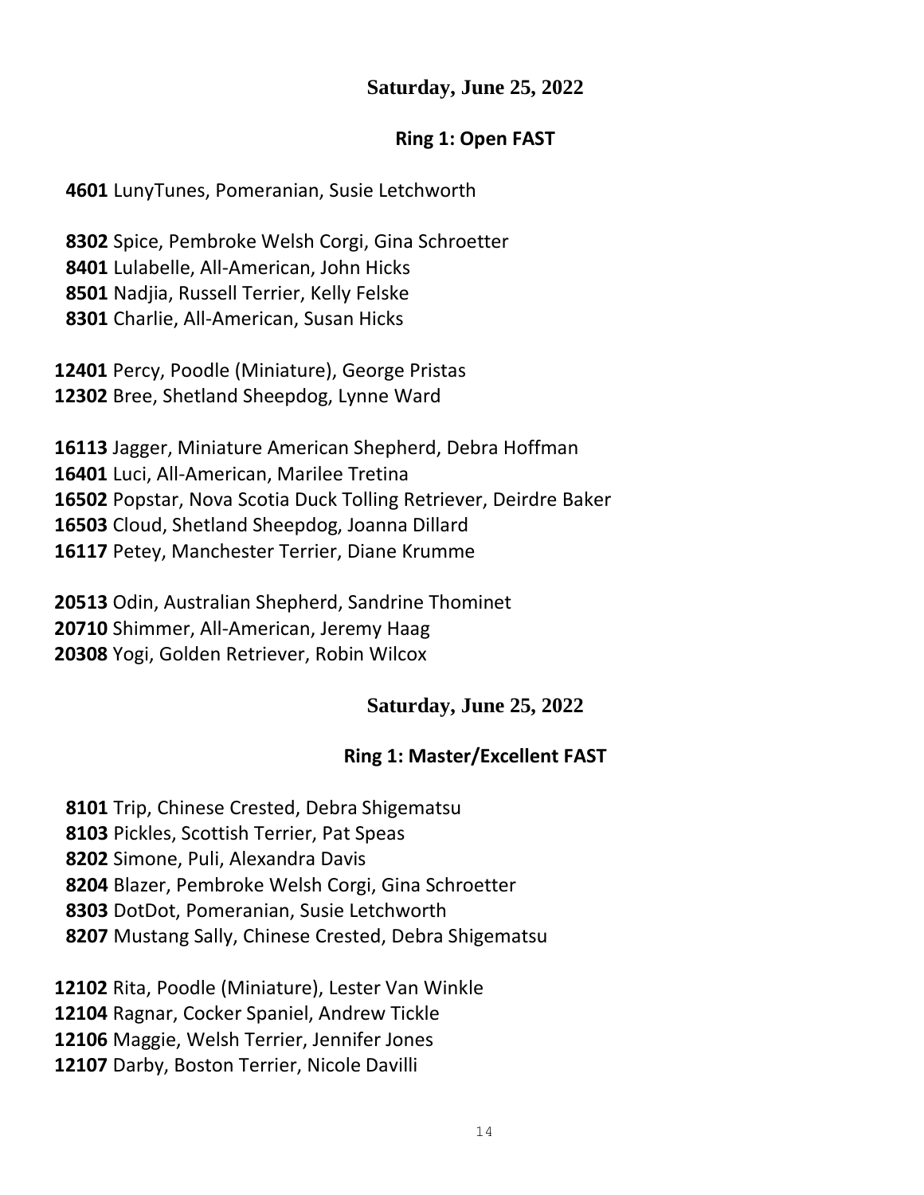## Saturday, June 25, 2022

### Ring 1: Open FAST

**4601** LunyTunes, Pomeranian, Susie Letchworth

**8302** Spice, Pembroke Welsh Corgi, Gina Schroetter
**8401** Lulabelle, All-American, John Hicks
**8501** Nadjia, Russell Terrier, Kelly Felske
**8301** Charlie, All-American, Susan Hicks

**12401** Percy, Poodle (Miniature), George Pristas
**12302** Bree, Shetland Sheepdog, Lynne Ward

**16113** Jagger, Miniature American Shepherd, Debra Hoffman
**16401** Luci, All-American, Marilee Tretina
**16502** Popstar, Nova Scotia Duck Tolling Retriever, Deirdre Baker
**16503** Cloud, Shetland Sheepdog, Joanna Dillard
**16117** Petey, Manchester Terrier, Diane Krumme

**20513** Odin, Australian Shepherd, Sandrine Thominet
**20710** Shimmer, All-American, Jeremy Haag
**20308** Yogi, Golden Retriever, Robin Wilcox

## Saturday, June 25, 2022

### Ring 1: Master/Excellent FAST

**8101** Trip, Chinese Crested, Debra Shigematsu
**8103** Pickles, Scottish Terrier, Pat Speas
**8202** Simone, Puli, Alexandra Davis
**8204** Blazer, Pembroke Welsh Corgi, Gina Schroetter
**8303** DotDot, Pomeranian, Susie Letchworth
**8207** Mustang Sally, Chinese Crested, Debra Shigematsu

**12102** Rita, Poodle (Miniature), Lester Van Winkle
**12104** Ragnar, Cocker Spaniel, Andrew Tickle
**12106** Maggie, Welsh Terrier, Jennifer Jones
**12107** Darby, Boston Terrier, Nicole Davilli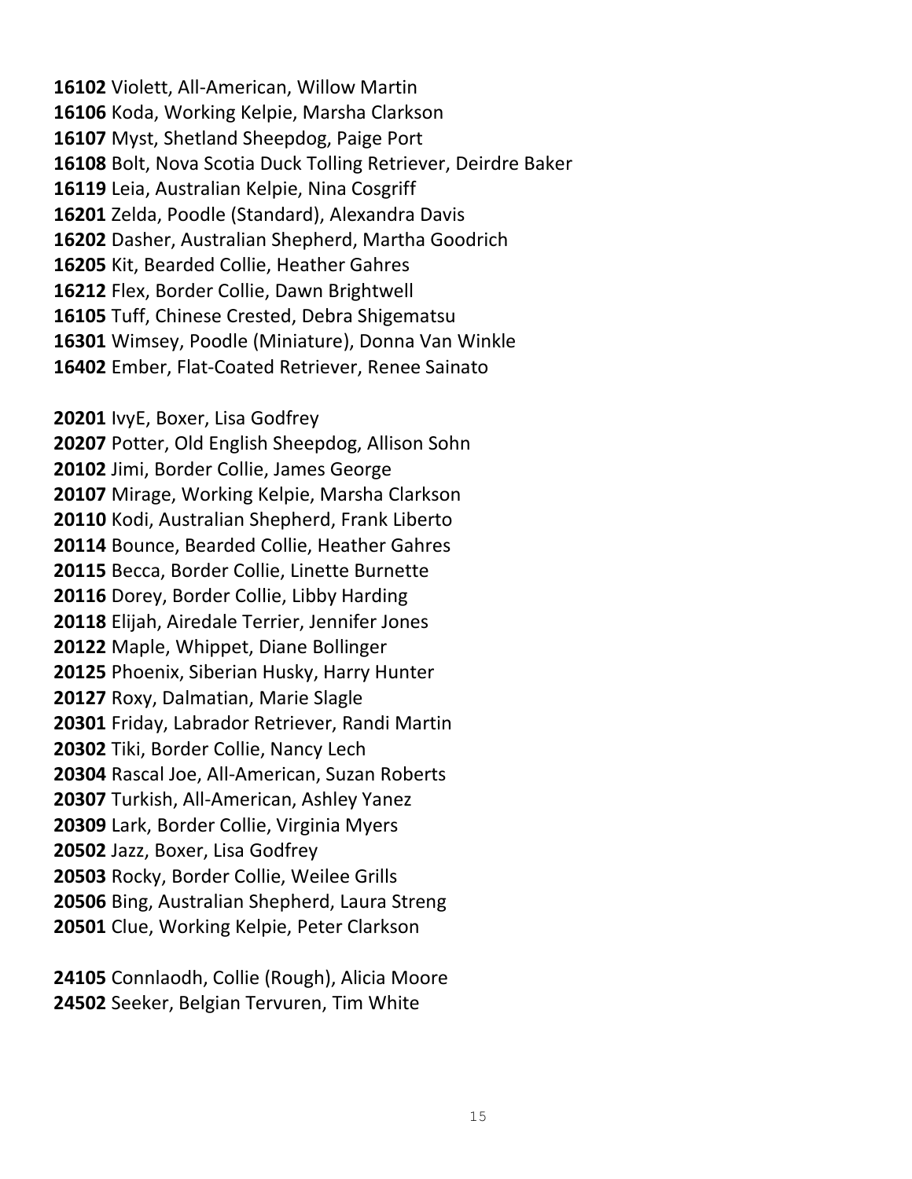**16102** Violett, All-American, Willow Martin
**16106** Koda, Working Kelpie, Marsha Clarkson
**16107** Myst, Shetland Sheepdog, Paige Port
**16108** Bolt, Nova Scotia Duck Tolling Retriever, Deirdre Baker
**16119** Leia, Australian Kelpie, Nina Cosgriff
**16201** Zelda, Poodle (Standard), Alexandra Davis
**16202** Dasher, Australian Shepherd, Martha Goodrich
**16205** Kit, Bearded Collie, Heather Gahres
**16212** Flex, Border Collie, Dawn Brightwell
**16105** Tuff, Chinese Crested, Debra Shigematsu
**16301** Wimsey, Poodle (Miniature), Donna Van Winkle
**16402** Ember, Flat-Coated Retriever, Renee Sainato

**20201** IvyE, Boxer, Lisa Godfrey
**20207** Potter, Old English Sheepdog, Allison Sohn
**20102** Jimi, Border Collie, James George
**20107** Mirage, Working Kelpie, Marsha Clarkson
**20110** Kodi, Australian Shepherd, Frank Liberto
**20114** Bounce, Bearded Collie, Heather Gahres
**20115** Becca, Border Collie, Linette Burnette
**20116** Dorey, Border Collie, Libby Harding
**20118** Elijah, Airedale Terrier, Jennifer Jones
**20122** Maple, Whippet, Diane Bollinger
**20125** Phoenix, Siberian Husky, Harry Hunter
**20127** Roxy, Dalmatian, Marie Slagle
**20301** Friday, Labrador Retriever, Randi Martin
**20302** Tiki, Border Collie, Nancy Lech
**20304** Rascal Joe, All-American, Suzan Roberts
**20307** Turkish, All-American, Ashley Yanez
**20309** Lark, Border Collie, Virginia Myers
**20502** Jazz, Boxer, Lisa Godfrey
**20503** Rocky, Border Collie, Weilee Grills
**20506** Bing, Australian Shepherd, Laura Streng
**20501** Clue, Working Kelpie, Peter Clarkson

**24105** Connlaodh, Collie (Rough), Alicia Moore
**24502** Seeker, Belgian Tervuren, Tim White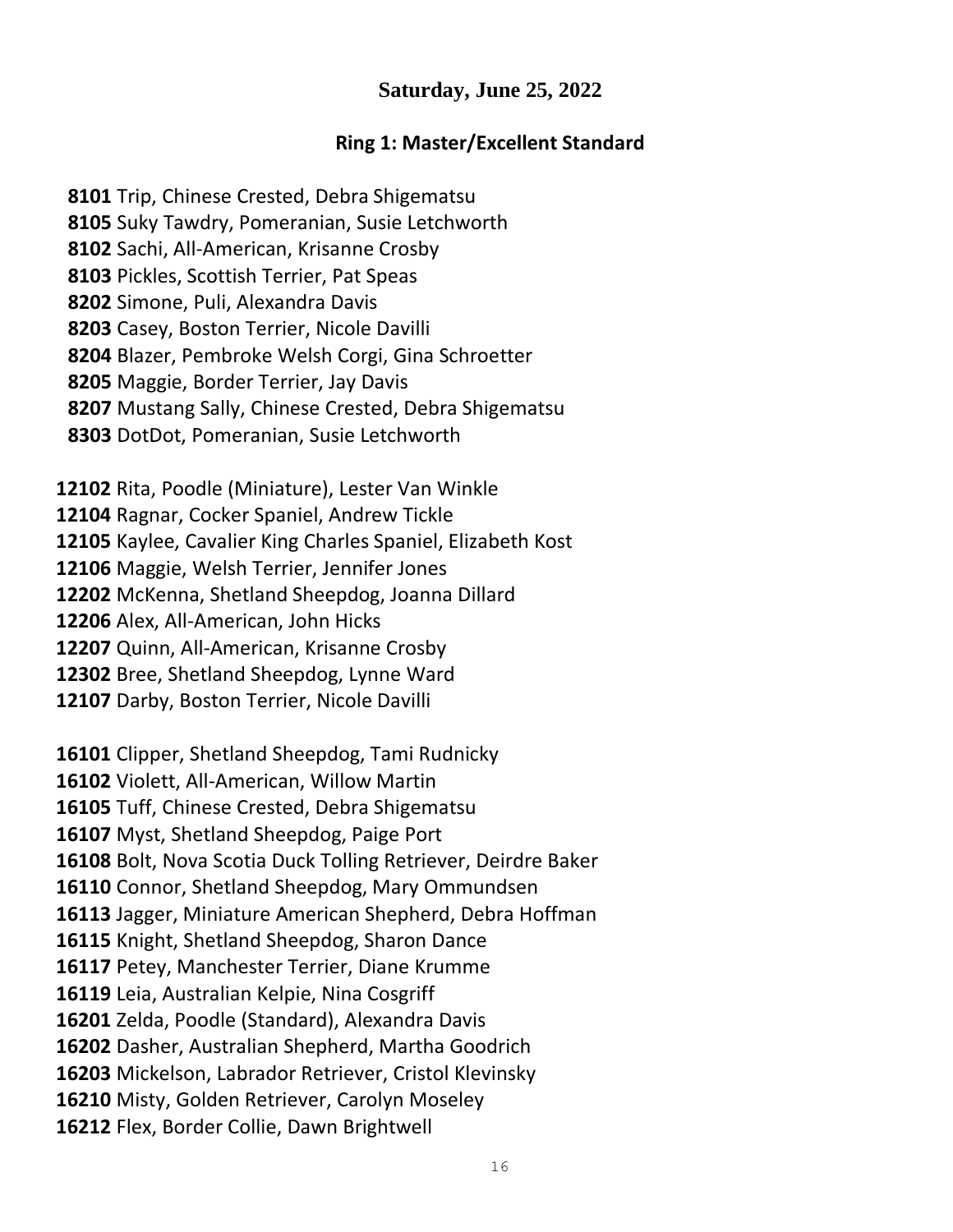## Saturday, June 25, 2022

### Ring 1: Master/Excellent Standard

**8101** Trip, Chinese Crested, Debra Shigematsu
**8105** Suky Tawdry, Pomeranian, Susie Letchworth
**8102** Sachi, All-American, Krisanne Crosby
**8103** Pickles, Scottish Terrier, Pat Speas
**8202** Simone, Puli, Alexandra Davis
**8203** Casey, Boston Terrier, Nicole Davilli
**8204** Blazer, Pembroke Welsh Corgi, Gina Schroetter
**8205** Maggie, Border Terrier, Jay Davis
**8207** Mustang Sally, Chinese Crested, Debra Shigematsu
**8303** DotDot, Pomeranian, Susie Letchworth

**12102** Rita, Poodle (Miniature), Lester Van Winkle
**12104** Ragnar, Cocker Spaniel, Andrew Tickle
**12105** Kaylee, Cavalier King Charles Spaniel, Elizabeth Kost
**12106** Maggie, Welsh Terrier, Jennifer Jones
**12202** McKenna, Shetland Sheepdog, Joanna Dillard
**12206** Alex, All-American, John Hicks
**12207** Quinn, All-American, Krisanne Crosby
**12302** Bree, Shetland Sheepdog, Lynne Ward
**12107** Darby, Boston Terrier, Nicole Davilli

**16101** Clipper, Shetland Sheepdog, Tami Rudnicky
**16102** Violett, All-American, Willow Martin
**16105** Tuff, Chinese Crested, Debra Shigematsu
**16107** Myst, Shetland Sheepdog, Paige Port
**16108** Bolt, Nova Scotia Duck Tolling Retriever, Deirdre Baker
**16110** Connor, Shetland Sheepdog, Mary Ommundsen
**16113** Jagger, Miniature American Shepherd, Debra Hoffman
**16115** Knight, Shetland Sheepdog, Sharon Dance
**16117** Petey, Manchester Terrier, Diane Krumme
**16119** Leia, Australian Kelpie, Nina Cosgriff
**16201** Zelda, Poodle (Standard), Alexandra Davis
**16202** Dasher, Australian Shepherd, Martha Goodrich
**16203** Mickelson, Labrador Retriever, Cristol Klevinsky
**16210** Misty, Golden Retriever, Carolyn Moseley
**16212** Flex, Border Collie, Dawn Brightwell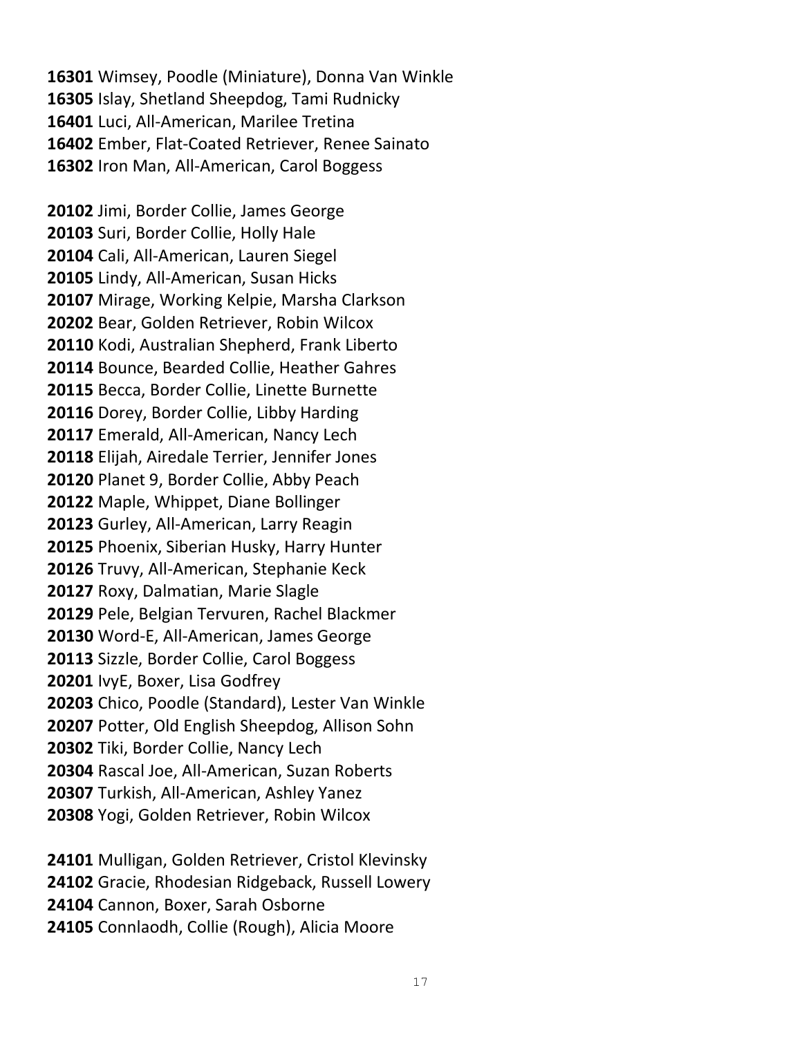**16301** Wimsey, Poodle (Miniature), Donna Van Winkle
**16305** Islay, Shetland Sheepdog, Tami Rudnicky
**16401** Luci, All-American, Marilee Tretina
**16402** Ember, Flat-Coated Retriever, Renee Sainato
**16302** Iron Man, All-American, Carol Boggess

**20102** Jimi, Border Collie, James George
**20103** Suri, Border Collie, Holly Hale
**20104** Cali, All-American, Lauren Siegel
**20105** Lindy, All-American, Susan Hicks
**20107** Mirage, Working Kelpie, Marsha Clarkson
**20202** Bear, Golden Retriever, Robin Wilcox
**20110** Kodi, Australian Shepherd, Frank Liberto
**20114** Bounce, Bearded Collie, Heather Gahres
**20115** Becca, Border Collie, Linette Burnette
**20116** Dorey, Border Collie, Libby Harding
**20117** Emerald, All-American, Nancy Lech
**20118** Elijah, Airedale Terrier, Jennifer Jones
**20120** Planet 9, Border Collie, Abby Peach
**20122** Maple, Whippet, Diane Bollinger
**20123** Gurley, All-American, Larry Reagin
**20125** Phoenix, Siberian Husky, Harry Hunter
**20126** Truvy, All-American, Stephanie Keck
**20127** Roxy, Dalmatian, Marie Slagle
**20129** Pele, Belgian Tervuren, Rachel Blackmer
**20130** Word-E, All-American, James George
**20113** Sizzle, Border Collie, Carol Boggess
**20201** IvyE, Boxer, Lisa Godfrey
**20203** Chico, Poodle (Standard), Lester Van Winkle
**20207** Potter, Old English Sheepdog, Allison Sohn
**20302** Tiki, Border Collie, Nancy Lech
**20304** Rascal Joe, All-American, Suzan Roberts
**20307** Turkish, All-American, Ashley Yanez
**20308** Yogi, Golden Retriever, Robin Wilcox

**24101** Mulligan, Golden Retriever, Cristol Klevinsky
**24102** Gracie, Rhodesian Ridgeback, Russell Lowery
**24104** Cannon, Boxer, Sarah Osborne
**24105** Connlaodh, Collie (Rough), Alicia Moore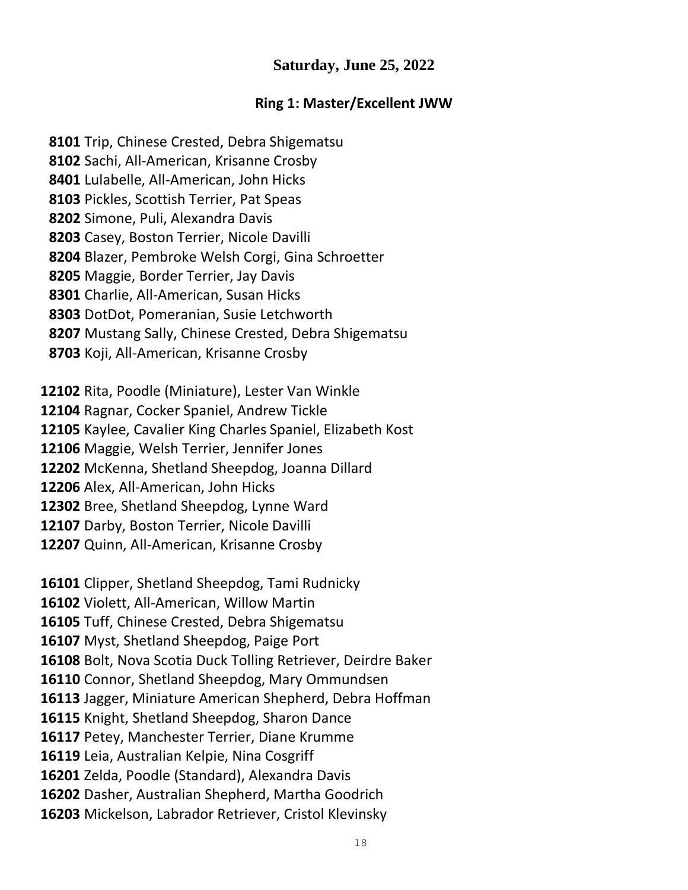## Saturday, June 25, 2022

### Ring 1: Master/Excellent JWW

**8101** Trip, Chinese Crested, Debra Shigematsu
**8102** Sachi, All-American, Krisanne Crosby
**8401** Lulabelle, All-American, John Hicks
**8103** Pickles, Scottish Terrier, Pat Speas
**8202** Simone, Puli, Alexandra Davis
**8203** Casey, Boston Terrier, Nicole Davilli
**8204** Blazer, Pembroke Welsh Corgi, Gina Schroetter
**8205** Maggie, Border Terrier, Jay Davis
**8301** Charlie, All-American, Susan Hicks
**8303** DotDot, Pomeranian, Susie Letchworth
**8207** Mustang Sally, Chinese Crested, Debra Shigematsu
**8703** Koji, All-American, Krisanne Crosby

**12102** Rita, Poodle (Miniature), Lester Van Winkle
**12104** Ragnar, Cocker Spaniel, Andrew Tickle
**12105** Kaylee, Cavalier King Charles Spaniel, Elizabeth Kost
**12106** Maggie, Welsh Terrier, Jennifer Jones
**12202** McKenna, Shetland Sheepdog, Joanna Dillard
**12206** Alex, All-American, John Hicks
**12302** Bree, Shetland Sheepdog, Lynne Ward
**12107** Darby, Boston Terrier, Nicole Davilli
**12207** Quinn, All-American, Krisanne Crosby

**16101** Clipper, Shetland Sheepdog, Tami Rudnicky
**16102** Violett, All-American, Willow Martin
**16105** Tuff, Chinese Crested, Debra Shigematsu
**16107** Myst, Shetland Sheepdog, Paige Port
**16108** Bolt, Nova Scotia Duck Tolling Retriever, Deirdre Baker
**16110** Connor, Shetland Sheepdog, Mary Ommundsen
**16113** Jagger, Miniature American Shepherd, Debra Hoffman
**16115** Knight, Shetland Sheepdog, Sharon Dance
**16117** Petey, Manchester Terrier, Diane Krumme
**16119** Leia, Australian Kelpie, Nina Cosgriff
**16201** Zelda, Poodle (Standard), Alexandra Davis
**16202** Dasher, Australian Shepherd, Martha Goodrich
**16203** Mickelson, Labrador Retriever, Cristol Klevinsky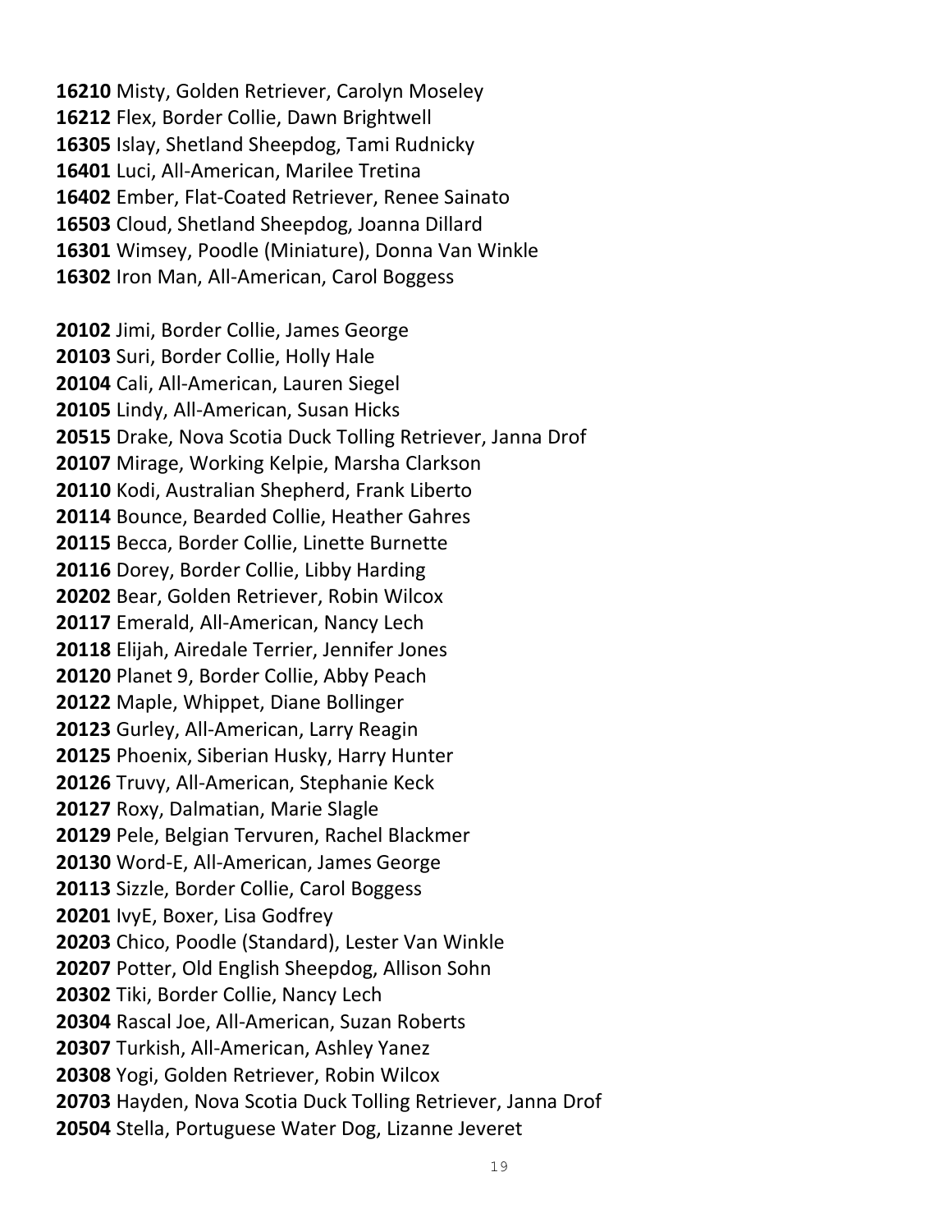**16210** Misty, Golden Retriever, Carolyn Moseley
**16212** Flex, Border Collie, Dawn Brightwell
**16305** Islay, Shetland Sheepdog, Tami Rudnicky
**16401** Luci, All-American, Marilee Tretina
**16402** Ember, Flat-Coated Retriever, Renee Sainato
**16503** Cloud, Shetland Sheepdog, Joanna Dillard
**16301** Wimsey, Poodle (Miniature), Donna Van Winkle
**16302** Iron Man, All-American, Carol Boggess

**20102** Jimi, Border Collie, James George
**20103** Suri, Border Collie, Holly Hale
**20104** Cali, All-American, Lauren Siegel
**20105** Lindy, All-American, Susan Hicks
**20515** Drake, Nova Scotia Duck Tolling Retriever, Janna Drof
**20107** Mirage, Working Kelpie, Marsha Clarkson
**20110** Kodi, Australian Shepherd, Frank Liberto
**20114** Bounce, Bearded Collie, Heather Gahres
**20115** Becca, Border Collie, Linette Burnette
**20116** Dorey, Border Collie, Libby Harding
**20202** Bear, Golden Retriever, Robin Wilcox
**20117** Emerald, All-American, Nancy Lech
**20118** Elijah, Airedale Terrier, Jennifer Jones
**20120** Planet 9, Border Collie, Abby Peach
**20122** Maple, Whippet, Diane Bollinger
**20123** Gurley, All-American, Larry Reagin
**20125** Phoenix, Siberian Husky, Harry Hunter
**20126** Truvy, All-American, Stephanie Keck
**20127** Roxy, Dalmatian, Marie Slagle
**20129** Pele, Belgian Tervuren, Rachel Blackmer
**20130** Word-E, All-American, James George
**20113** Sizzle, Border Collie, Carol Boggess
**20201** IvyE, Boxer, Lisa Godfrey
**20203** Chico, Poodle (Standard), Lester Van Winkle
**20207** Potter, Old English Sheepdog, Allison Sohn
**20302** Tiki, Border Collie, Nancy Lech
**20304** Rascal Joe, All-American, Suzan Roberts
**20307** Turkish, All-American, Ashley Yanez
**20308** Yogi, Golden Retriever, Robin Wilcox
**20703** Hayden, Nova Scotia Duck Tolling Retriever, Janna Drof
**20504** Stella, Portuguese Water Dog, Lizanne Jeveret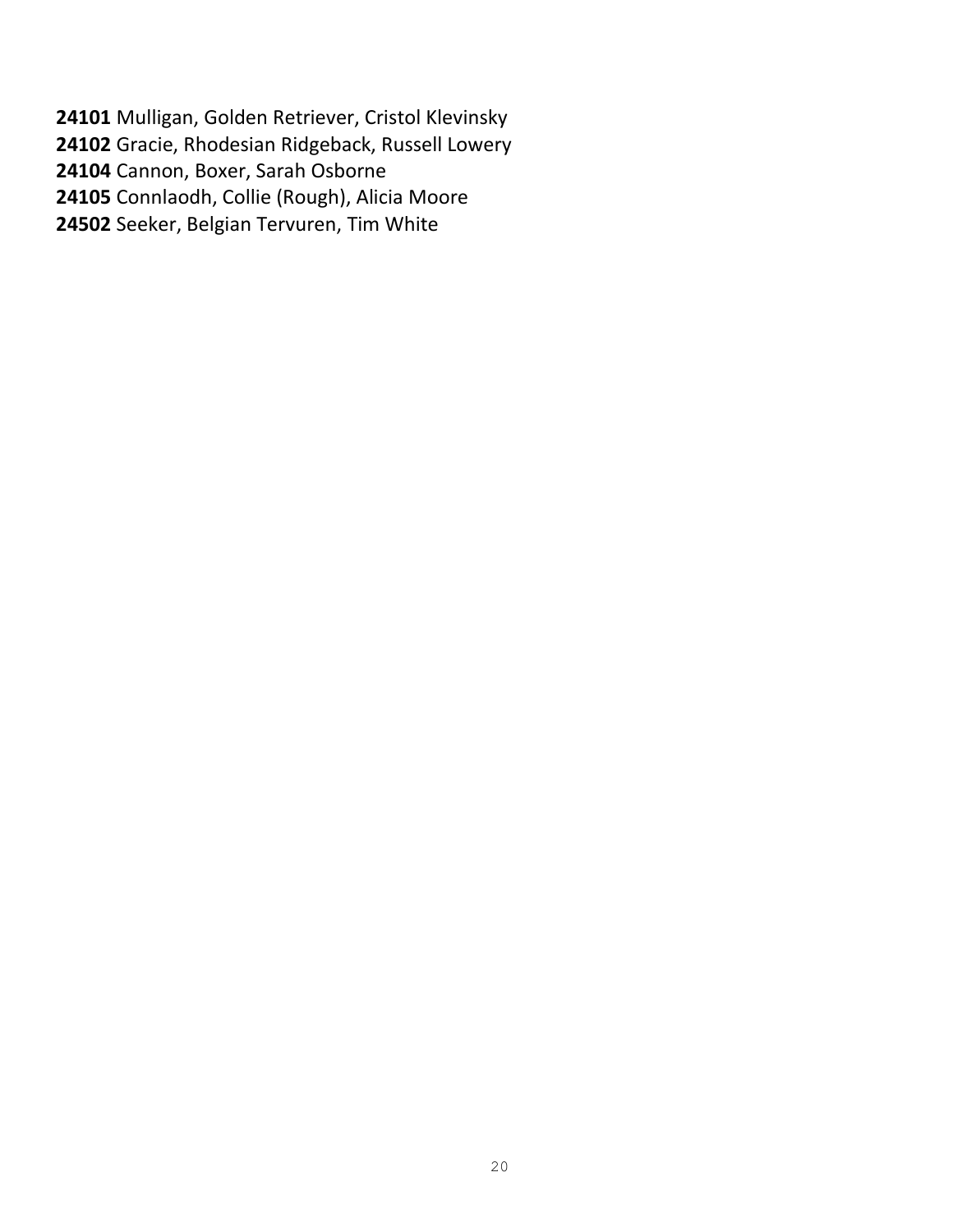**24101** Mulligan, Golden Retriever, Cristol Klevinsky
**24102** Gracie, Rhodesian Ridgeback, Russell Lowery
**24104** Cannon, Boxer, Sarah Osborne
**24105** Connlaodh, Collie (Rough), Alicia Moore
**24502** Seeker, Belgian Tervuren, Tim White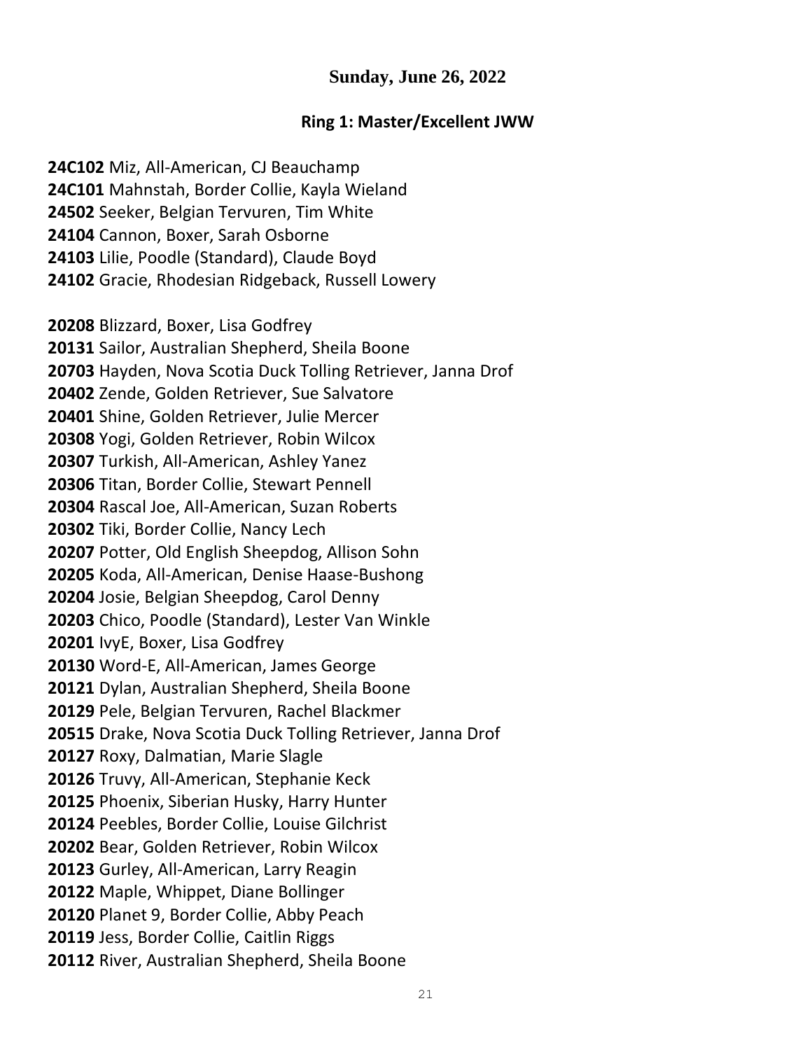## Sunday, June 26, 2022

### Ring 1: Master/Excellent JWW

**24C102** Miz, All-American, CJ Beauchamp
**24C101** Mahnstah, Border Collie, Kayla Wieland
**24502** Seeker, Belgian Tervuren, Tim White
**24104** Cannon, Boxer, Sarah Osborne
**24103** Lilie, Poodle (Standard), Claude Boyd
**24102** Gracie, Rhodesian Ridgeback, Russell Lowery

**20208** Blizzard, Boxer, Lisa Godfrey
**20131** Sailor, Australian Shepherd, Sheila Boone
**20703** Hayden, Nova Scotia Duck Tolling Retriever, Janna Drof
**20402** Zende, Golden Retriever, Sue Salvatore
**20401** Shine, Golden Retriever, Julie Mercer
**20308** Yogi, Golden Retriever, Robin Wilcox
**20307** Turkish, All-American, Ashley Yanez
**20306** Titan, Border Collie, Stewart Pennell
**20304** Rascal Joe, All-American, Suzan Roberts
**20302** Tiki, Border Collie, Nancy Lech
**20207** Potter, Old English Sheepdog, Allison Sohn
**20205** Koda, All-American, Denise Haase-Bushong
**20204** Josie, Belgian Sheepdog, Carol Denny
**20203** Chico, Poodle (Standard), Lester Van Winkle
**20201** IvyE, Boxer, Lisa Godfrey
**20130** Word-E, All-American, James George
**20121** Dylan, Australian Shepherd, Sheila Boone
**20129** Pele, Belgian Tervuren, Rachel Blackmer
**20515** Drake, Nova Scotia Duck Tolling Retriever, Janna Drof
**20127** Roxy, Dalmatian, Marie Slagle
**20126** Truvy, All-American, Stephanie Keck
**20125** Phoenix, Siberian Husky, Harry Hunter
**20124** Peebles, Border Collie, Louise Gilchrist
**20202** Bear, Golden Retriever, Robin Wilcox
**20123** Gurley, All-American, Larry Reagin
**20122** Maple, Whippet, Diane Bollinger
**20120** Planet 9, Border Collie, Abby Peach
**20119** Jess, Border Collie, Caitlin Riggs
**20112** River, Australian Shepherd, Sheila Boone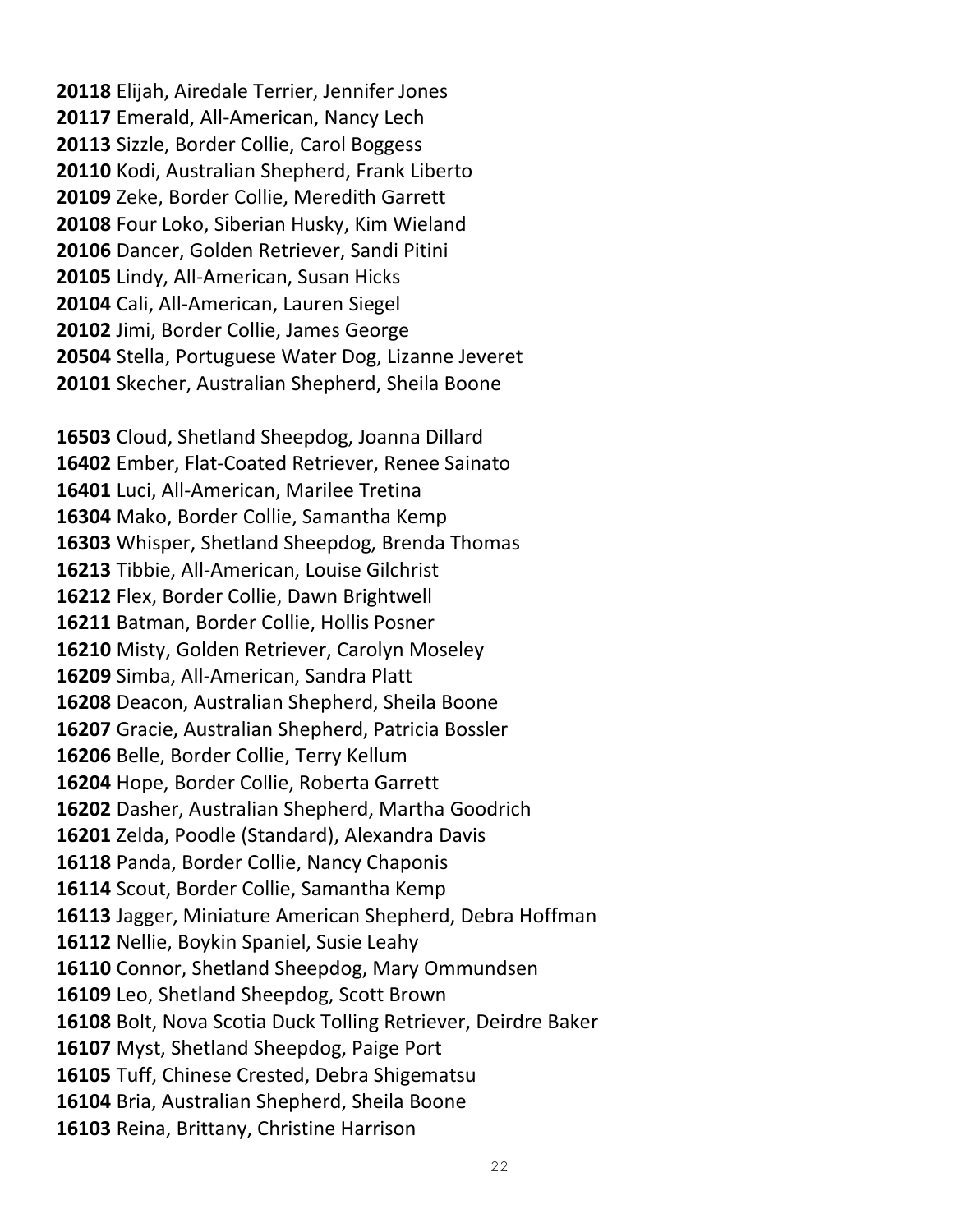**20118** Elijah, Airedale Terrier, Jennifer Jones
**20117** Emerald, All-American, Nancy Lech
**20113** Sizzle, Border Collie, Carol Boggess
**20110** Kodi, Australian Shepherd, Frank Liberto
**20109** Zeke, Border Collie, Meredith Garrett
**20108** Four Loko, Siberian Husky, Kim Wieland
**20106** Dancer, Golden Retriever, Sandi Pitini
**20105** Lindy, All-American, Susan Hicks
**20104** Cali, All-American, Lauren Siegel
**20102** Jimi, Border Collie, James George
**20504** Stella, Portuguese Water Dog, Lizanne Jeveret
**20101** Skecher, Australian Shepherd, Sheila Boone

**16503** Cloud, Shetland Sheepdog, Joanna Dillard
**16402** Ember, Flat-Coated Retriever, Renee Sainato
**16401** Luci, All-American, Marilee Tretina
**16304** Mako, Border Collie, Samantha Kemp
**16303** Whisper, Shetland Sheepdog, Brenda Thomas
**16213** Tibbie, All-American, Louise Gilchrist
**16212** Flex, Border Collie, Dawn Brightwell
**16211** Batman, Border Collie, Hollis Posner
**16210** Misty, Golden Retriever, Carolyn Moseley
**16209** Simba, All-American, Sandra Platt
**16208** Deacon, Australian Shepherd, Sheila Boone
**16207** Gracie, Australian Shepherd, Patricia Bossler
**16206** Belle, Border Collie, Terry Kellum
**16204** Hope, Border Collie, Roberta Garrett
**16202** Dasher, Australian Shepherd, Martha Goodrich
**16201** Zelda, Poodle (Standard), Alexandra Davis
**16118** Panda, Border Collie, Nancy Chaponis
**16114** Scout, Border Collie, Samantha Kemp
**16113** Jagger, Miniature American Shepherd, Debra Hoffman
**16112** Nellie, Boykin Spaniel, Susie Leahy
**16110** Connor, Shetland Sheepdog, Mary Ommundsen
**16109** Leo, Shetland Sheepdog, Scott Brown
**16108** Bolt, Nova Scotia Duck Tolling Retriever, Deirdre Baker
**16107** Myst, Shetland Sheepdog, Paige Port
**16105** Tuff, Chinese Crested, Debra Shigematsu
**16104** Bria, Australian Shepherd, Sheila Boone
**16103** Reina, Brittany, Christine Harrison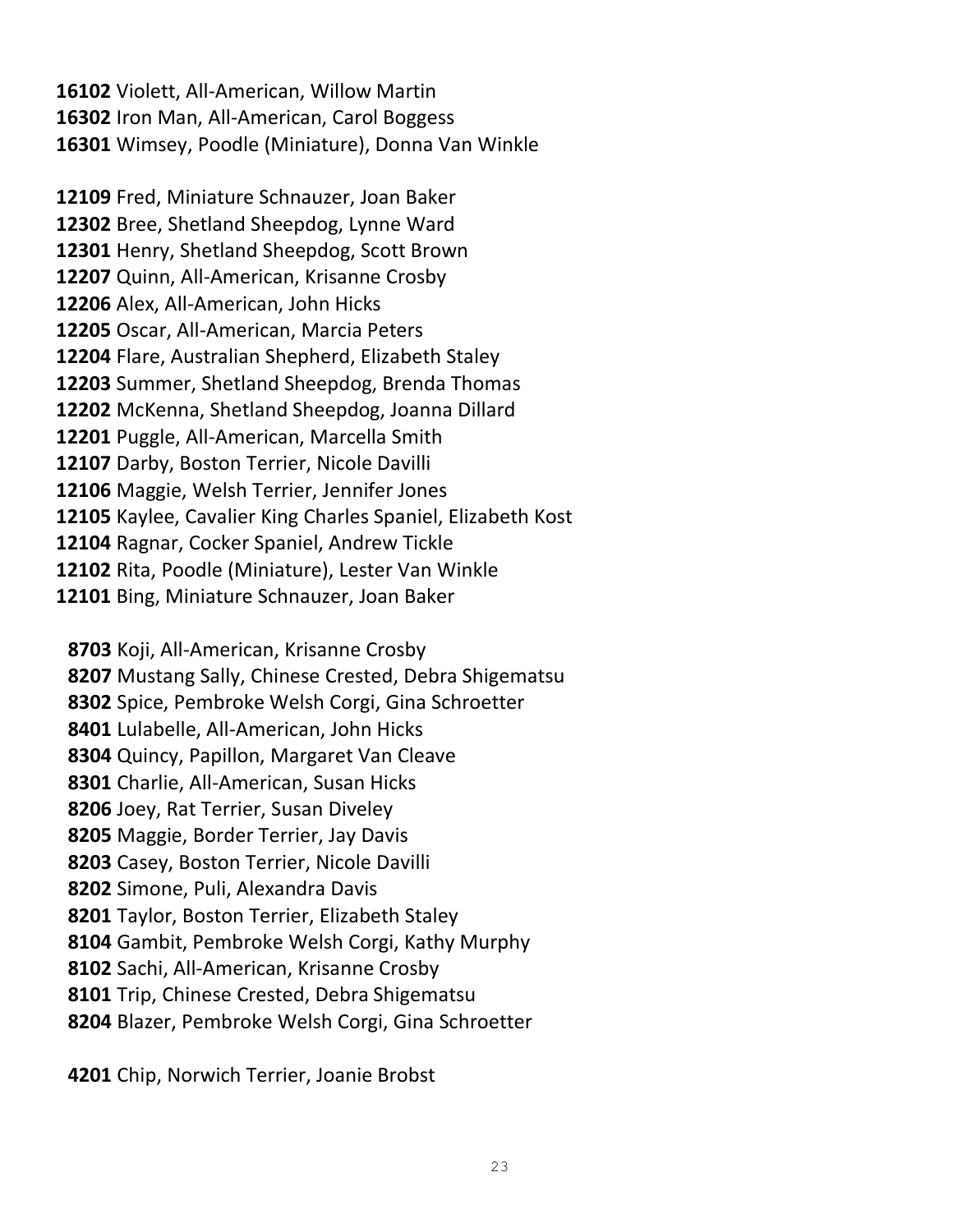**16102** Violett, All-American, Willow Martin
**16302** Iron Man, All-American, Carol Boggess
**16301** Wimsey, Poodle (Miniature), Donna Van Winkle

**12109** Fred, Miniature Schnauzer, Joan Baker
**12302** Bree, Shetland Sheepdog, Lynne Ward
**12301** Henry, Shetland Sheepdog, Scott Brown
**12207** Quinn, All-American, Krisanne Crosby
**12206** Alex, All-American, John Hicks
**12205** Oscar, All-American, Marcia Peters
**12204** Flare, Australian Shepherd, Elizabeth Staley
**12203** Summer, Shetland Sheepdog, Brenda Thomas
**12202** McKenna, Shetland Sheepdog, Joanna Dillard
**12201** Puggle, All-American, Marcella Smith
**12107** Darby, Boston Terrier, Nicole Davilli
**12106** Maggie, Welsh Terrier, Jennifer Jones
**12105** Kaylee, Cavalier King Charles Spaniel, Elizabeth Kost
**12104** Ragnar, Cocker Spaniel, Andrew Tickle
**12102** Rita, Poodle (Miniature), Lester Van Winkle
**12101** Bing, Miniature Schnauzer, Joan Baker

**8703** Koji, All-American, Krisanne Crosby
**8207** Mustang Sally, Chinese Crested, Debra Shigematsu
**8302** Spice, Pembroke Welsh Corgi, Gina Schroetter
**8401** Lulabelle, All-American, John Hicks
**8304** Quincy, Papillon, Margaret Van Cleave
**8301** Charlie, All-American, Susan Hicks
**8206** Joey, Rat Terrier, Susan Diveley
**8205** Maggie, Border Terrier, Jay Davis
**8203** Casey, Boston Terrier, Nicole Davilli
**8202** Simone, Puli, Alexandra Davis
**8201** Taylor, Boston Terrier, Elizabeth Staley
**8104** Gambit, Pembroke Welsh Corgi, Kathy Murphy
**8102** Sachi, All-American, Krisanne Crosby
**8101** Trip, Chinese Crested, Debra Shigematsu
**8204** Blazer, Pembroke Welsh Corgi, Gina Schroetter

**4201** Chip, Norwich Terrier, Joanie Brobst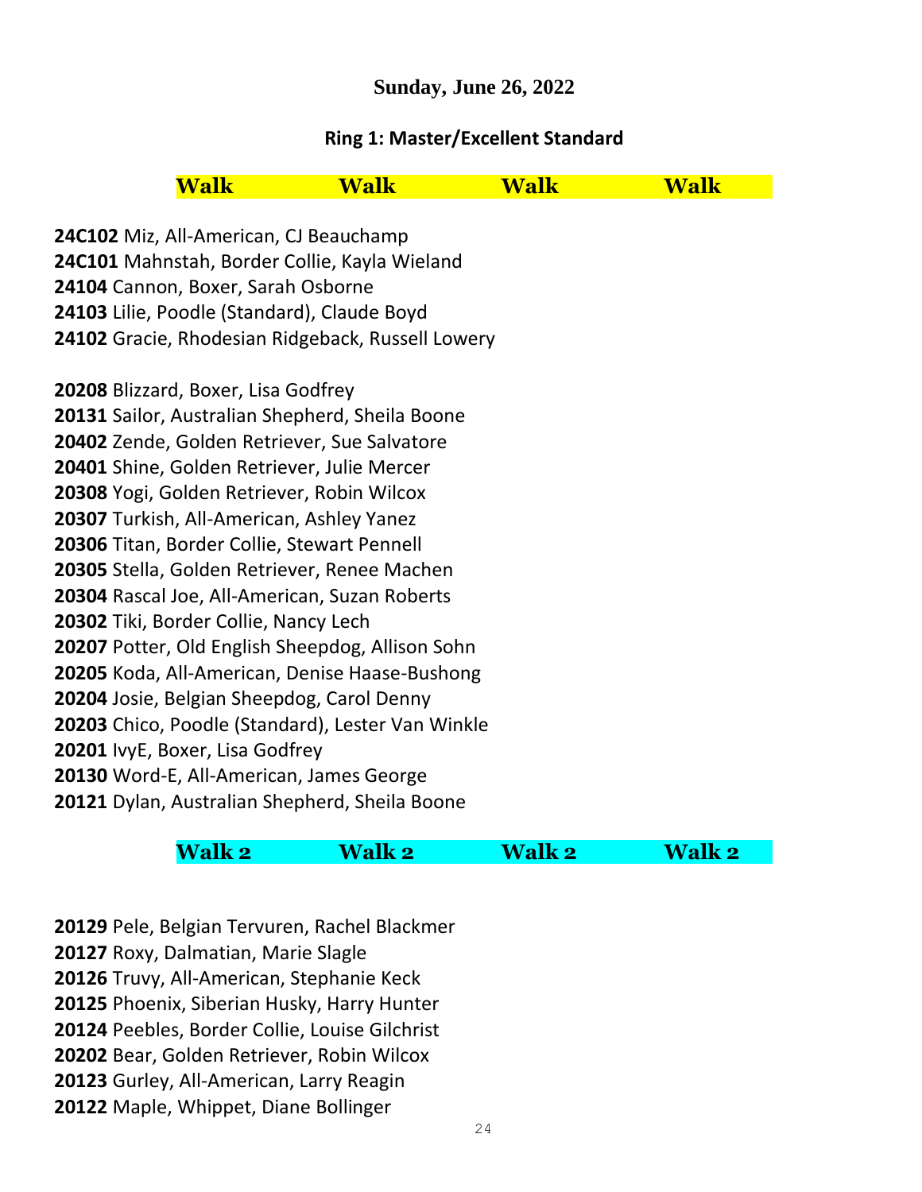## Sunday, June 26, 2022

### Ring 1: Master/Excellent Standard

**Walk Walk Walk Walk**

**24C102** Miz, All-American, CJ Beauchamp
**24C101** Mahnstah, Border Collie, Kayla Wieland
**24104** Cannon, Boxer, Sarah Osborne
**24103** Lilie, Poodle (Standard), Claude Boyd
**24102** Gracie, Rhodesian Ridgeback, Russell Lowery

**20208** Blizzard, Boxer, Lisa Godfrey
**20131** Sailor, Australian Shepherd, Sheila Boone
**20402** Zende, Golden Retriever, Sue Salvatore
**20401** Shine, Golden Retriever, Julie Mercer
**20308** Yogi, Golden Retriever, Robin Wilcox
**20307** Turkish, All-American, Ashley Yanez
**20306** Titan, Border Collie, Stewart Pennell
**20305** Stella, Golden Retriever, Renee Machen
**20304** Rascal Joe, All-American, Suzan Roberts
**20302** Tiki, Border Collie, Nancy Lech
**20207** Potter, Old English Sheepdog, Allison Sohn
**20205** Koda, All-American, Denise Haase-Bushong
**20204** Josie, Belgian Sheepdog, Carol Denny
**20203** Chico, Poodle (Standard), Lester Van Winkle
**20201** IvyE, Boxer, Lisa Godfrey
**20130** Word-E, All-American, James George
**20121** Dylan, Australian Shepherd, Sheila Boone

**Walk 2 Walk 2 Walk 2 Walk 2**

**20129** Pele, Belgian Tervuren, Rachel Blackmer
**20127** Roxy, Dalmatian, Marie Slagle
**20126** Truvy, All-American, Stephanie Keck
**20125** Phoenix, Siberian Husky, Harry Hunter
**20124** Peebles, Border Collie, Louise Gilchrist
**20202** Bear, Golden Retriever, Robin Wilcox
**20123** Gurley, All-American, Larry Reagin
**20122** Maple, Whippet, Diane Bollinger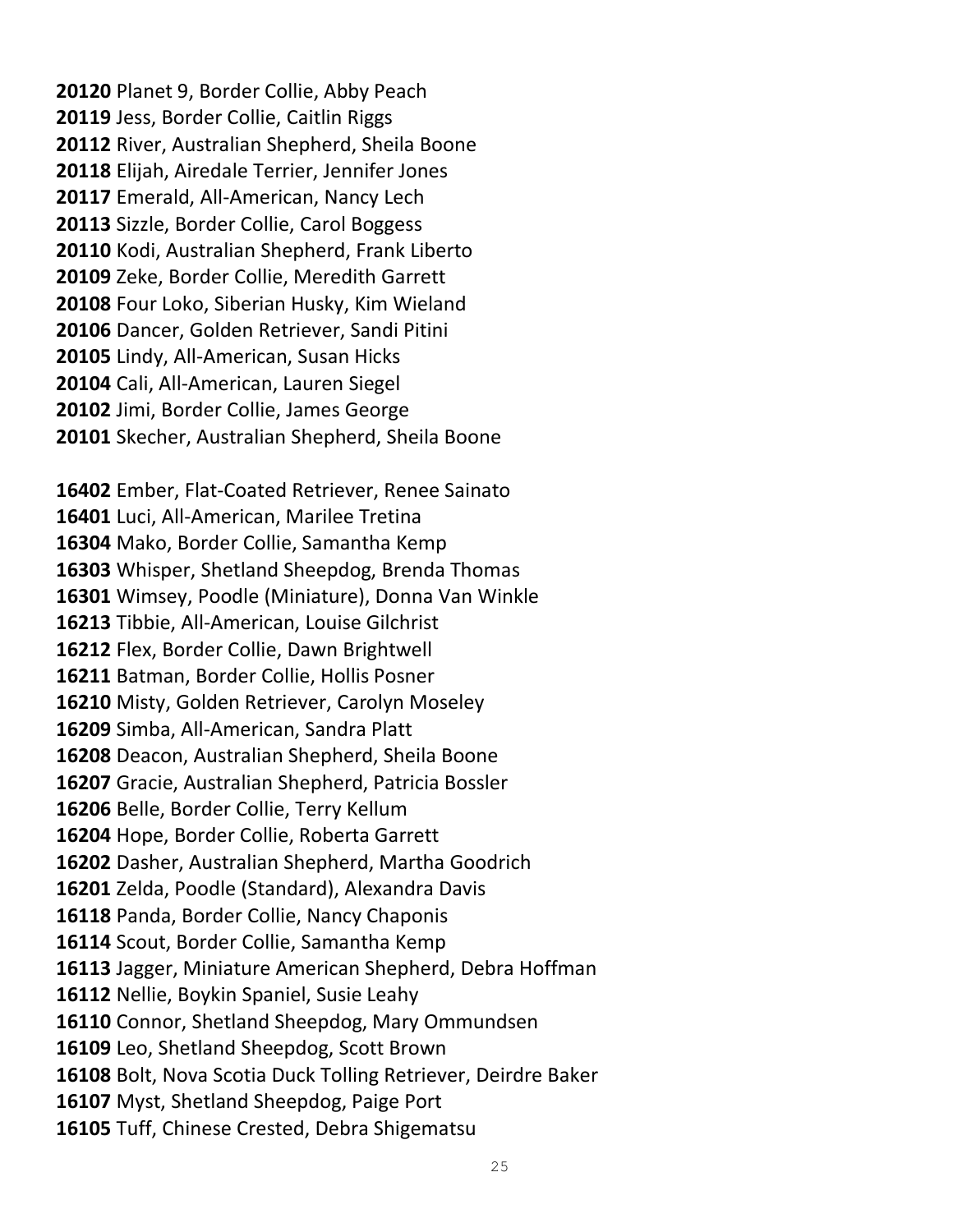**20120** Planet 9, Border Collie, Abby Peach
**20119** Jess, Border Collie, Caitlin Riggs
**20112** River, Australian Shepherd, Sheila Boone
**20118** Elijah, Airedale Terrier, Jennifer Jones
**20117** Emerald, All-American, Nancy Lech
**20113** Sizzle, Border Collie, Carol Boggess
**20110** Kodi, Australian Shepherd, Frank Liberto
**20109** Zeke, Border Collie, Meredith Garrett
**20108** Four Loko, Siberian Husky, Kim Wieland
**20106** Dancer, Golden Retriever, Sandi Pitini
**20105** Lindy, All-American, Susan Hicks
**20104** Cali, All-American, Lauren Siegel
**20102** Jimi, Border Collie, James George
**20101** Skecher, Australian Shepherd, Sheila Boone

**16402** Ember, Flat-Coated Retriever, Renee Sainato
**16401** Luci, All-American, Marilee Tretina
**16304** Mako, Border Collie, Samantha Kemp
**16303** Whisper, Shetland Sheepdog, Brenda Thomas
**16301** Wimsey, Poodle (Miniature), Donna Van Winkle
**16213** Tibbie, All-American, Louise Gilchrist
**16212** Flex, Border Collie, Dawn Brightwell
**16211** Batman, Border Collie, Hollis Posner
**16210** Misty, Golden Retriever, Carolyn Moseley
**16209** Simba, All-American, Sandra Platt
**16208** Deacon, Australian Shepherd, Sheila Boone
**16207** Gracie, Australian Shepherd, Patricia Bossler
**16206** Belle, Border Collie, Terry Kellum
**16204** Hope, Border Collie, Roberta Garrett
**16202** Dasher, Australian Shepherd, Martha Goodrich
**16201** Zelda, Poodle (Standard), Alexandra Davis
**16118** Panda, Border Collie, Nancy Chaponis
**16114** Scout, Border Collie, Samantha Kemp
**16113** Jagger, Miniature American Shepherd, Debra Hoffman
**16112** Nellie, Boykin Spaniel, Susie Leahy
**16110** Connor, Shetland Sheepdog, Mary Ommundsen
**16109** Leo, Shetland Sheepdog, Scott Brown
**16108** Bolt, Nova Scotia Duck Tolling Retriever, Deirdre Baker
**16107** Myst, Shetland Sheepdog, Paige Port
**16105** Tuff, Chinese Crested, Debra Shigematsu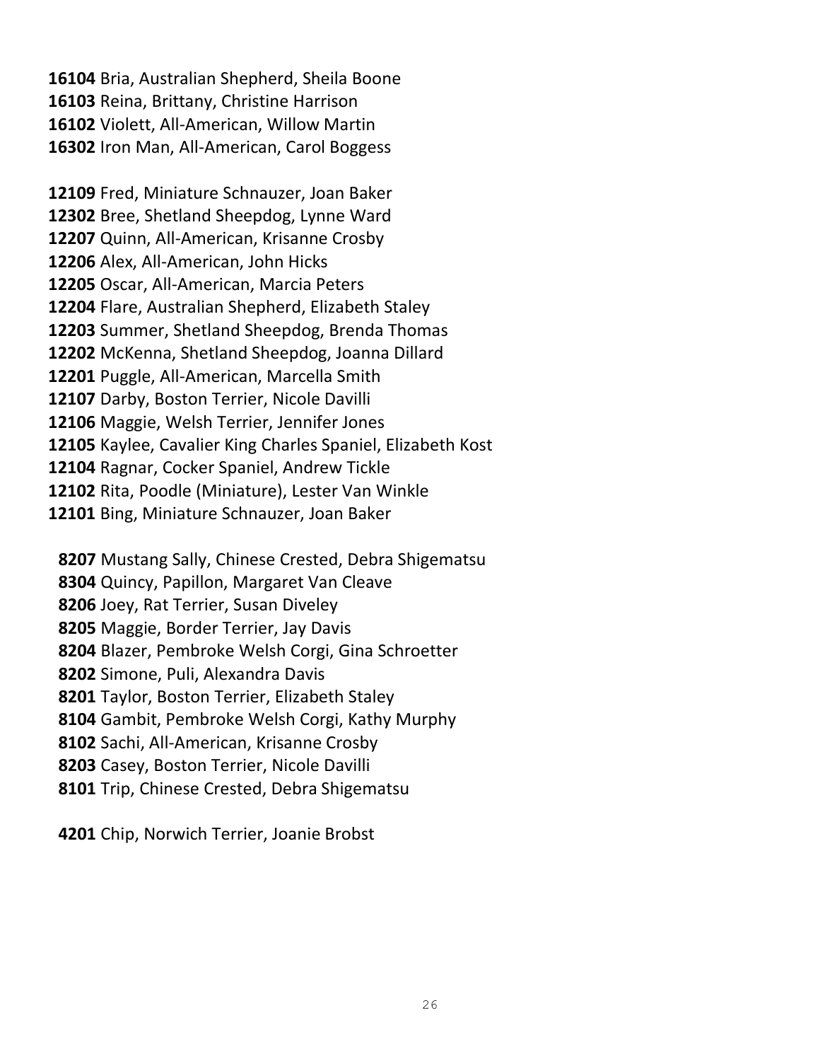**16104** Bria, Australian Shepherd, Sheila Boone
**16103** Reina, Brittany, Christine Harrison
**16102** Violett, All-American, Willow Martin
**16302** Iron Man, All-American, Carol Boggess

**12109** Fred, Miniature Schnauzer, Joan Baker
**12302** Bree, Shetland Sheepdog, Lynne Ward
**12207** Quinn, All-American, Krisanne Crosby
**12206** Alex, All-American, John Hicks
**12205** Oscar, All-American, Marcia Peters
**12204** Flare, Australian Shepherd, Elizabeth Staley
**12203** Summer, Shetland Sheepdog, Brenda Thomas
**12202** McKenna, Shetland Sheepdog, Joanna Dillard
**12201** Puggle, All-American, Marcella Smith
**12107** Darby, Boston Terrier, Nicole Davilli
**12106** Maggie, Welsh Terrier, Jennifer Jones
**12105** Kaylee, Cavalier King Charles Spaniel, Elizabeth Kost
**12104** Ragnar, Cocker Spaniel, Andrew Tickle
**12102** Rita, Poodle (Miniature), Lester Van Winkle
**12101** Bing, Miniature Schnauzer, Joan Baker

**8207** Mustang Sally, Chinese Crested, Debra Shigematsu
**8304** Quincy, Papillon, Margaret Van Cleave
**8206** Joey, Rat Terrier, Susan Diveley
**8205** Maggie, Border Terrier, Jay Davis
**8204** Blazer, Pembroke Welsh Corgi, Gina Schroetter
**8202** Simone, Puli, Alexandra Davis
**8201** Taylor, Boston Terrier, Elizabeth Staley
**8104** Gambit, Pembroke Welsh Corgi, Kathy Murphy
**8102** Sachi, All-American, Krisanne Crosby
**8203** Casey, Boston Terrier, Nicole Davilli
**8101** Trip, Chinese Crested, Debra Shigematsu

**4201** Chip, Norwich Terrier, Joanie Brobst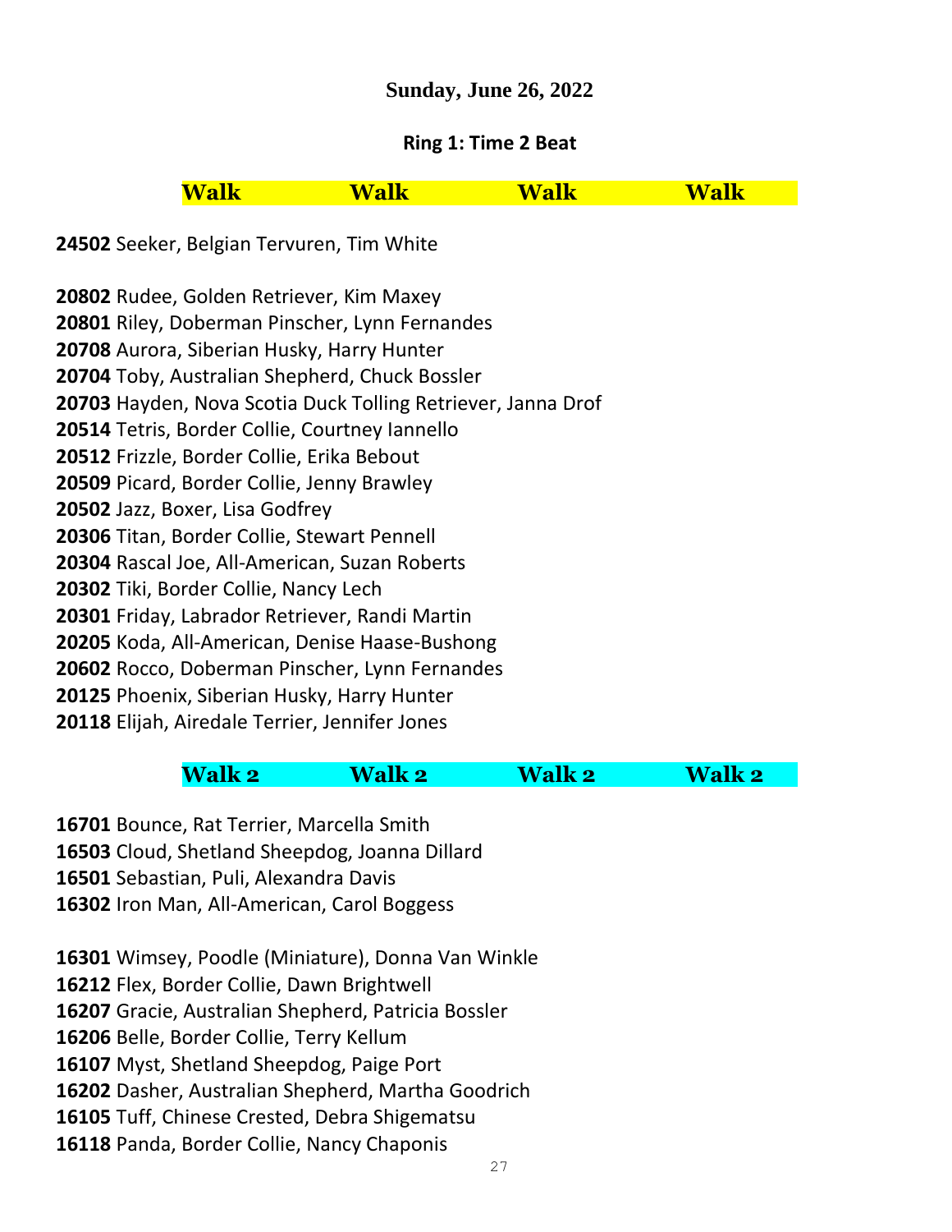## Sunday, June 26, 2022

### Ring 1: Time 2 Beat

**Walk Walk Walk Walk**

**24502** Seeker, Belgian Tervuren, Tim White

**20802** Rudee, Golden Retriever, Kim Maxey
**20801** Riley, Doberman Pinscher, Lynn Fernandes
**20708** Aurora, Siberian Husky, Harry Hunter
**20704** Toby, Australian Shepherd, Chuck Bossler
**20703** Hayden, Nova Scotia Duck Tolling Retriever, Janna Drof
**20514** Tetris, Border Collie, Courtney Iannello
**20512** Frizzle, Border Collie, Erika Bebout
**20509** Picard, Border Collie, Jenny Brawley
**20502** Jazz, Boxer, Lisa Godfrey
**20306** Titan, Border Collie, Stewart Pennell
**20304** Rascal Joe, All-American, Suzan Roberts
**20302** Tiki, Border Collie, Nancy Lech
**20301** Friday, Labrador Retriever, Randi Martin
**20205** Koda, All-American, Denise Haase-Bushong
**20602** Rocco, Doberman Pinscher, Lynn Fernandes
**20125** Phoenix, Siberian Husky, Harry Hunter
**20118** Elijah, Airedale Terrier, Jennifer Jones

**Walk 2 Walk 2 Walk 2 Walk 2**

**16701** Bounce, Rat Terrier, Marcella Smith
**16503** Cloud, Shetland Sheepdog, Joanna Dillard
**16501** Sebastian, Puli, Alexandra Davis
**16302** Iron Man, All-American, Carol Boggess

**16301** Wimsey, Poodle (Miniature), Donna Van Winkle
**16212** Flex, Border Collie, Dawn Brightwell
**16207** Gracie, Australian Shepherd, Patricia Bossler
**16206** Belle, Border Collie, Terry Kellum
**16107** Myst, Shetland Sheepdog, Paige Port
**16202** Dasher, Australian Shepherd, Martha Goodrich
**16105** Tuff, Chinese Crested, Debra Shigematsu
**16118** Panda, Border Collie, Nancy Chaponis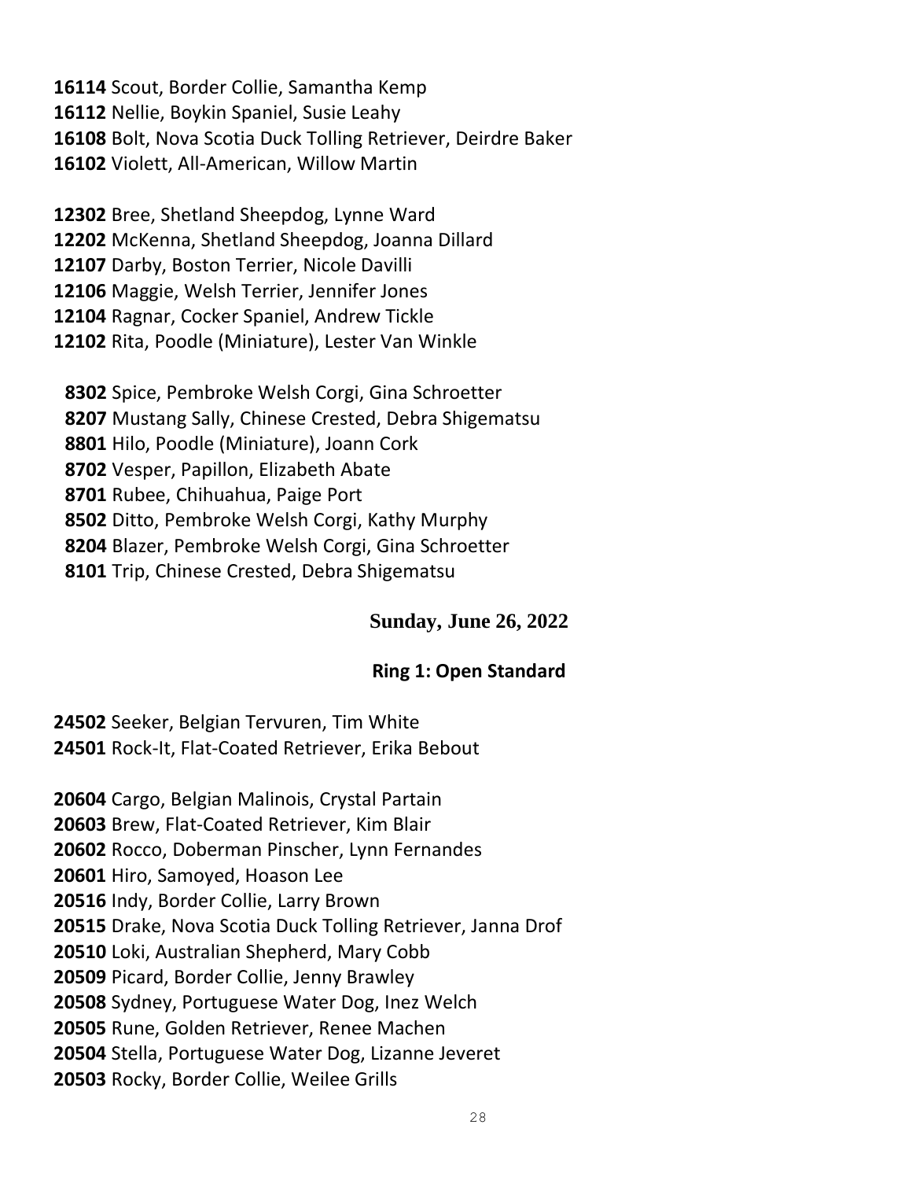**16114** Scout, Border Collie, Samantha Kemp
**16112** Nellie, Boykin Spaniel, Susie Leahy
**16108** Bolt, Nova Scotia Duck Tolling Retriever, Deirdre Baker
**16102** Violett, All-American, Willow Martin

**12302** Bree, Shetland Sheepdog, Lynne Ward
**12202** McKenna, Shetland Sheepdog, Joanna Dillard
**12107** Darby, Boston Terrier, Nicole Davilli
**12106** Maggie, Welsh Terrier, Jennifer Jones
**12104** Ragnar, Cocker Spaniel, Andrew Tickle
**12102** Rita, Poodle (Miniature), Lester Van Winkle

**8302** Spice, Pembroke Welsh Corgi, Gina Schroetter
**8207** Mustang Sally, Chinese Crested, Debra Shigematsu
**8801** Hilo, Poodle (Miniature), Joann Cork
**8702** Vesper, Papillon, Elizabeth Abate
**8701** Rubee, Chihuahua, Paige Port
**8502** Ditto, Pembroke Welsh Corgi, Kathy Murphy
**8204** Blazer, Pembroke Welsh Corgi, Gina Schroetter
**8101** Trip, Chinese Crested, Debra Shigematsu

## Sunday, June 26, 2022

### Ring 1: Open Standard

**24502** Seeker, Belgian Tervuren, Tim White
**24501** Rock-It, Flat-Coated Retriever, Erika Bebout

**20604** Cargo, Belgian Malinois, Crystal Partain
**20603** Brew, Flat-Coated Retriever, Kim Blair
**20602** Rocco, Doberman Pinscher, Lynn Fernandes
**20601** Hiro, Samoyed, Hoason Lee
**20516** Indy, Border Collie, Larry Brown
**20515** Drake, Nova Scotia Duck Tolling Retriever, Janna Drof
**20510** Loki, Australian Shepherd, Mary Cobb
**20509** Picard, Border Collie, Jenny Brawley
**20508** Sydney, Portuguese Water Dog, Inez Welch
**20505** Rune, Golden Retriever, Renee Machen
**20504** Stella, Portuguese Water Dog, Lizanne Jeveret
**20503** Rocky, Border Collie, Weilee Grills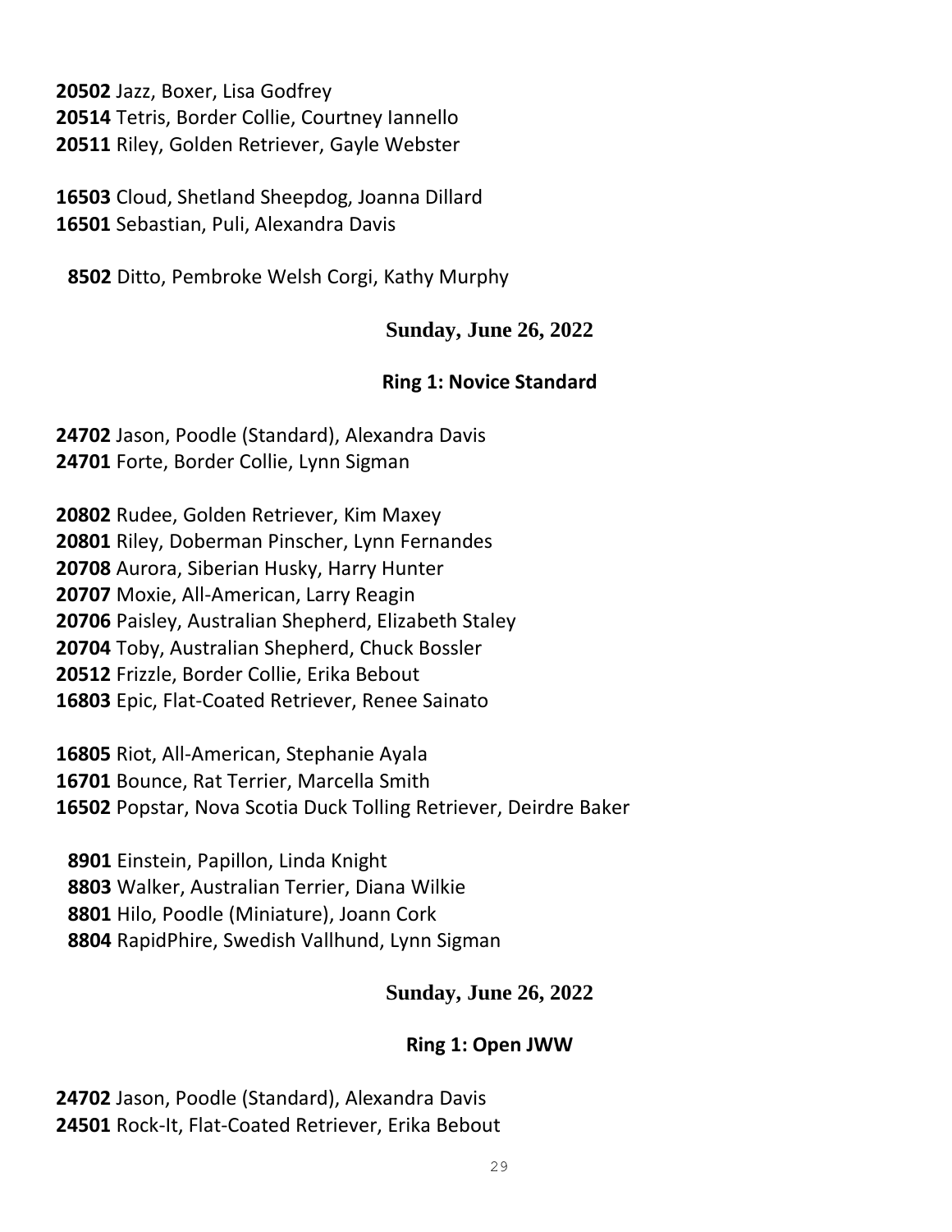**20502** Jazz, Boxer, Lisa Godfrey
**20514** Tetris, Border Collie, Courtney Iannello
**20511** Riley, Golden Retriever, Gayle Webster

**16503** Cloud, Shetland Sheepdog, Joanna Dillard
**16501** Sebastian, Puli, Alexandra Davis

**8502** Ditto, Pembroke Welsh Corgi, Kathy Murphy

## Sunday, June 26, 2022

### Ring 1: Novice Standard

**24702** Jason, Poodle (Standard), Alexandra Davis
**24701** Forte, Border Collie, Lynn Sigman

**20802** Rudee, Golden Retriever, Kim Maxey
**20801** Riley, Doberman Pinscher, Lynn Fernandes
**20708** Aurora, Siberian Husky, Harry Hunter
**20707** Moxie, All-American, Larry Reagin
**20706** Paisley, Australian Shepherd, Elizabeth Staley
**20704** Toby, Australian Shepherd, Chuck Bossler
**20512** Frizzle, Border Collie, Erika Bebout
**16803** Epic, Flat-Coated Retriever, Renee Sainato

**16805** Riot, All-American, Stephanie Ayala
**16701** Bounce, Rat Terrier, Marcella Smith
**16502** Popstar, Nova Scotia Duck Tolling Retriever, Deirdre Baker

**8901** Einstein, Papillon, Linda Knight
**8803** Walker, Australian Terrier, Diana Wilkie
**8801** Hilo, Poodle (Miniature), Joann Cork
**8804** RapidPhire, Swedish Vallhund, Lynn Sigman

## Sunday, June 26, 2022

### Ring 1: Open JWW

**24702** Jason, Poodle (Standard), Alexandra Davis
**24501** Rock-It, Flat-Coated Retriever, Erika Bebout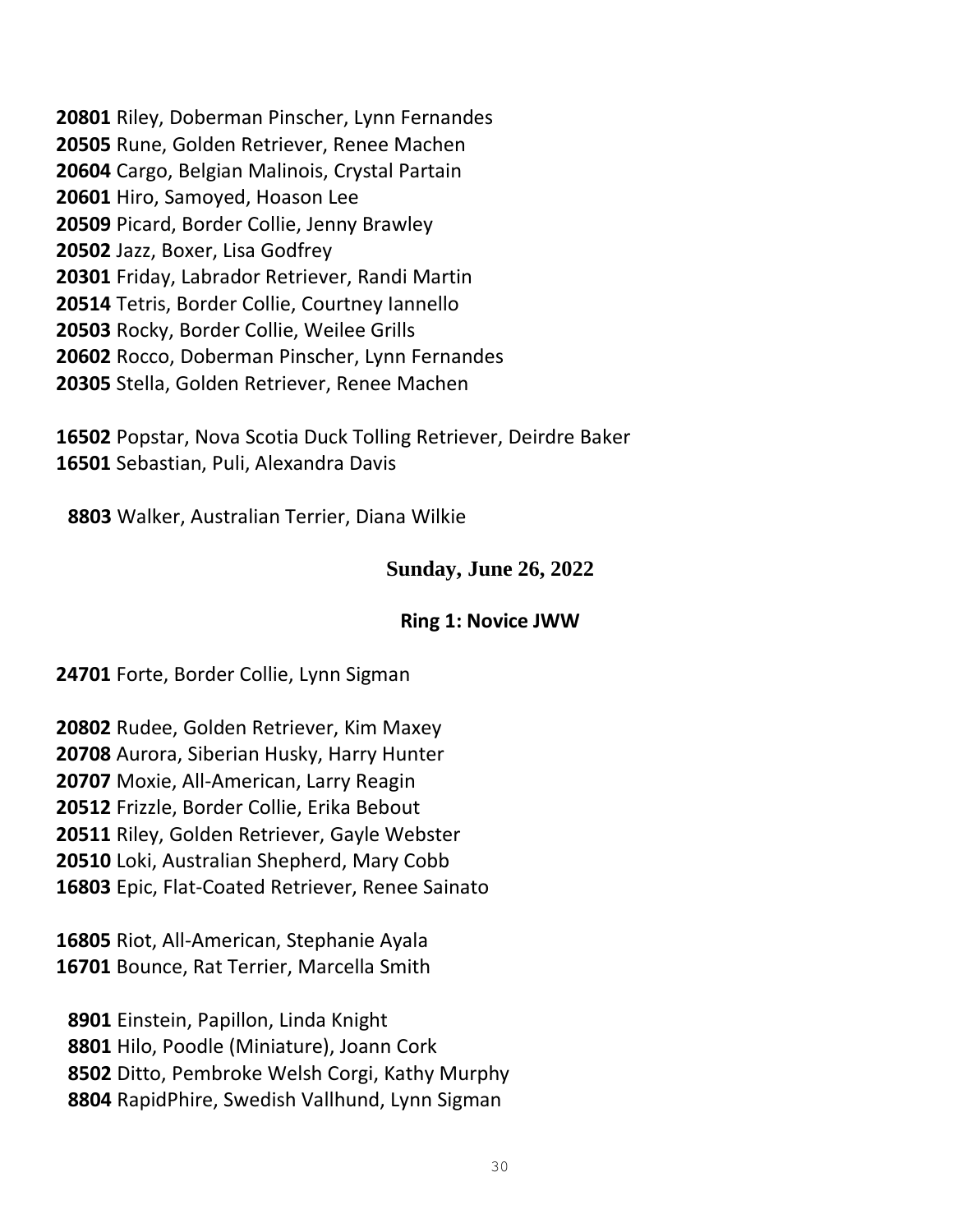**20801** Riley, Doberman Pinscher, Lynn Fernandes
**20505** Rune, Golden Retriever, Renee Machen
**20604** Cargo, Belgian Malinois, Crystal Partain
**20601** Hiro, Samoyed, Hoason Lee
**20509** Picard, Border Collie, Jenny Brawley
**20502** Jazz, Boxer, Lisa Godfrey
**20301** Friday, Labrador Retriever, Randi Martin
**20514** Tetris, Border Collie, Courtney Iannello
**20503** Rocky, Border Collie, Weilee Grills
**20602** Rocco, Doberman Pinscher, Lynn Fernandes
**20305** Stella, Golden Retriever, Renee Machen

**16502** Popstar, Nova Scotia Duck Tolling Retriever, Deirdre Baker
**16501** Sebastian, Puli, Alexandra Davis

**8803** Walker, Australian Terrier, Diana Wilkie

## Sunday, June 26, 2022

### Ring 1: Novice JWW

**24701** Forte, Border Collie, Lynn Sigman

**20802** Rudee, Golden Retriever, Kim Maxey
**20708** Aurora, Siberian Husky, Harry Hunter
**20707** Moxie, All-American, Larry Reagin
**20512** Frizzle, Border Collie, Erika Bebout
**20511** Riley, Golden Retriever, Gayle Webster
**20510** Loki, Australian Shepherd, Mary Cobb
**16803** Epic, Flat-Coated Retriever, Renee Sainato

**16805** Riot, All-American, Stephanie Ayala
**16701** Bounce, Rat Terrier, Marcella Smith

**8901** Einstein, Papillon, Linda Knight
**8801** Hilo, Poodle (Miniature), Joann Cork
**8502** Ditto, Pembroke Welsh Corgi, Kathy Murphy
**8804** RapidPhire, Swedish Vallhund, Lynn Sigman